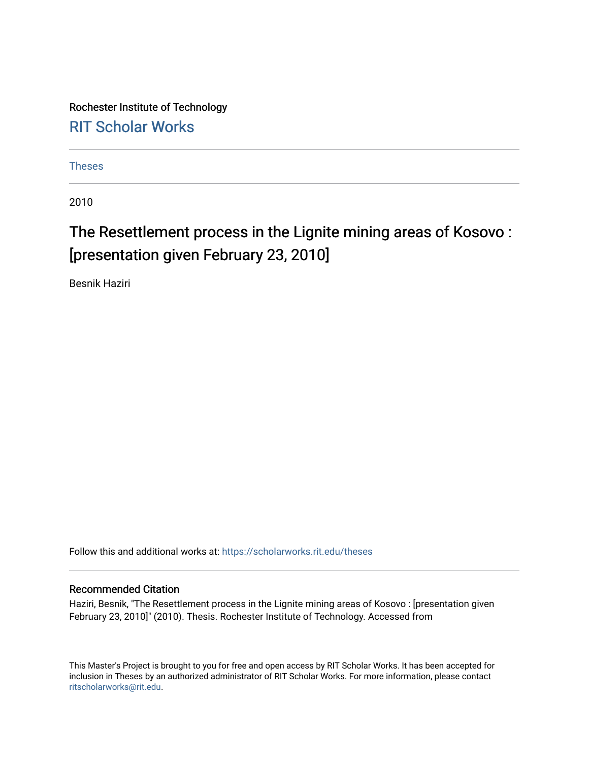Rochester Institute of Technology

[RIT Scholar Works](https://scholarworks.rit.edu)

Theses

2010

# The Resettlement process in the Lignite mining areas of Kosovo : [presentation given February 23, 2010]

Besnik Haziri

Follow this and additional works at: https://scholarworks.rit.edu/theses

## Recommended Citation

Haziri, Besnik, "The Resettlement process in the Lignite mining areas of Kosovo : [presentation given February 23, 2010]" (2010). Thesis. Rochester Institute of Technology. Accessed from

This Master's Project is brought to you for free and open access by RIT Scholar Works. It has been accepted for inclusion in Theses by an authorized administrator of RIT Scholar Works. For more information, please contact ritscholarworks@rit.edu.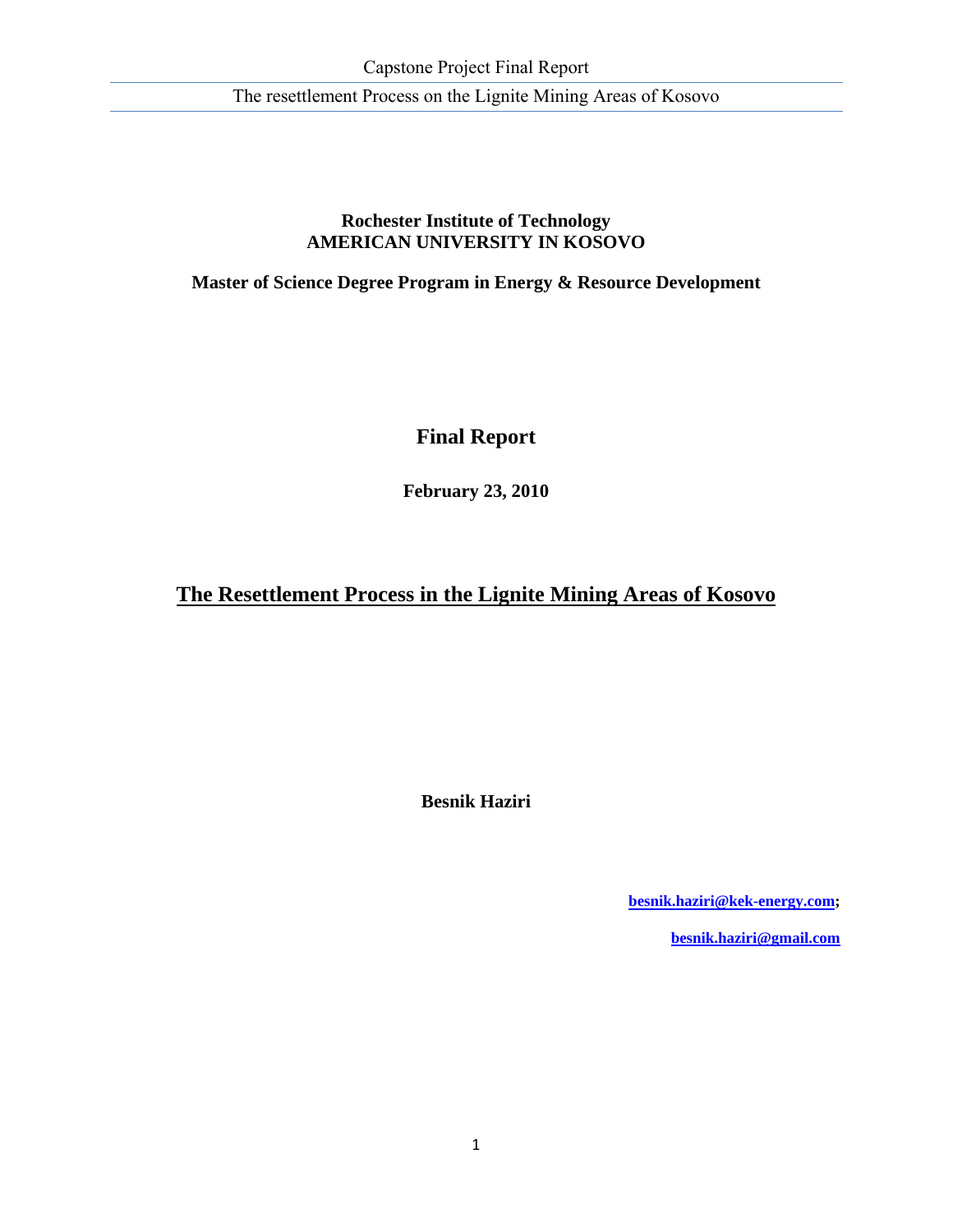**Rochester Institute of Technology**
**AMERICAN UNIVERSITY IN KOSOVO**

**Master of Science Degree Program in Energy & Resource Development**

# Final Report

**February 23, 2010**

# The Resettlement Process in the Lignite Mining Areas of Kosovo

**Besnik Haziri**

**besnik.haziri@kek-energy.com;**

**besnik.haziri@gmail.com**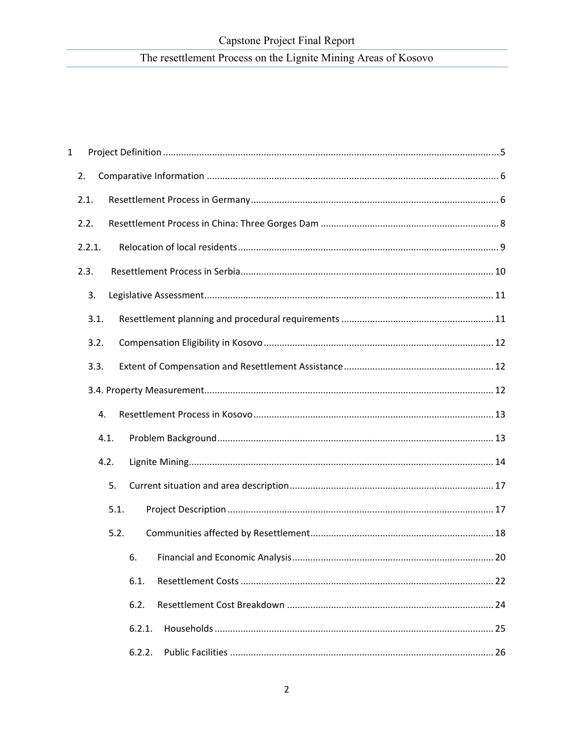1 Project Definition ........................................................................................................................ 5

2. Comparative Information ...................................................................................................... 6

2.1. Resettlement Process in Germany ........................................................................................ 6

2.2. Resettlement Process in China: Three Gorges Dam ................................................................ 8

2.2.1. Relocation of local residents .............................................................................................. 9

2.3. Resettlement Process in Serbia ........................................................................................... 10

3. Legislative Assessment ......................................................................................................... 11

3.1. Resettlement planning and procedural requirements ........................................................ 11

3.2. Compensation Eligibility in Kosovo ...................................................................................... 12

3.3. Extent of Compensation and Resettlement Assistance ....................................................... 12

3.4. Property Measurement ......................................................................................................... 12

4. Resettlement Process in Kosovo ............................................................................................ 13

4.1. Problem Background ............................................................................................................. 13

4.2. Lignite Mining ........................................................................................................................ 14

5. Current situation and area description .................................................................................. 17

5.1. Project Description ................................................................................................................ 17

5.2. Communities affected by Resettlement ................................................................................ 18

6. Financial and Economic Analysis ............................................................................................ 20

6.1. Resettlement Costs ................................................................................................................ 22

6.2. Resettlement Cost Breakdown .............................................................................................. 24

6.2.1. Households .......................................................................................................................... 25

6.2.2. Public Facilities .................................................................................................................... 26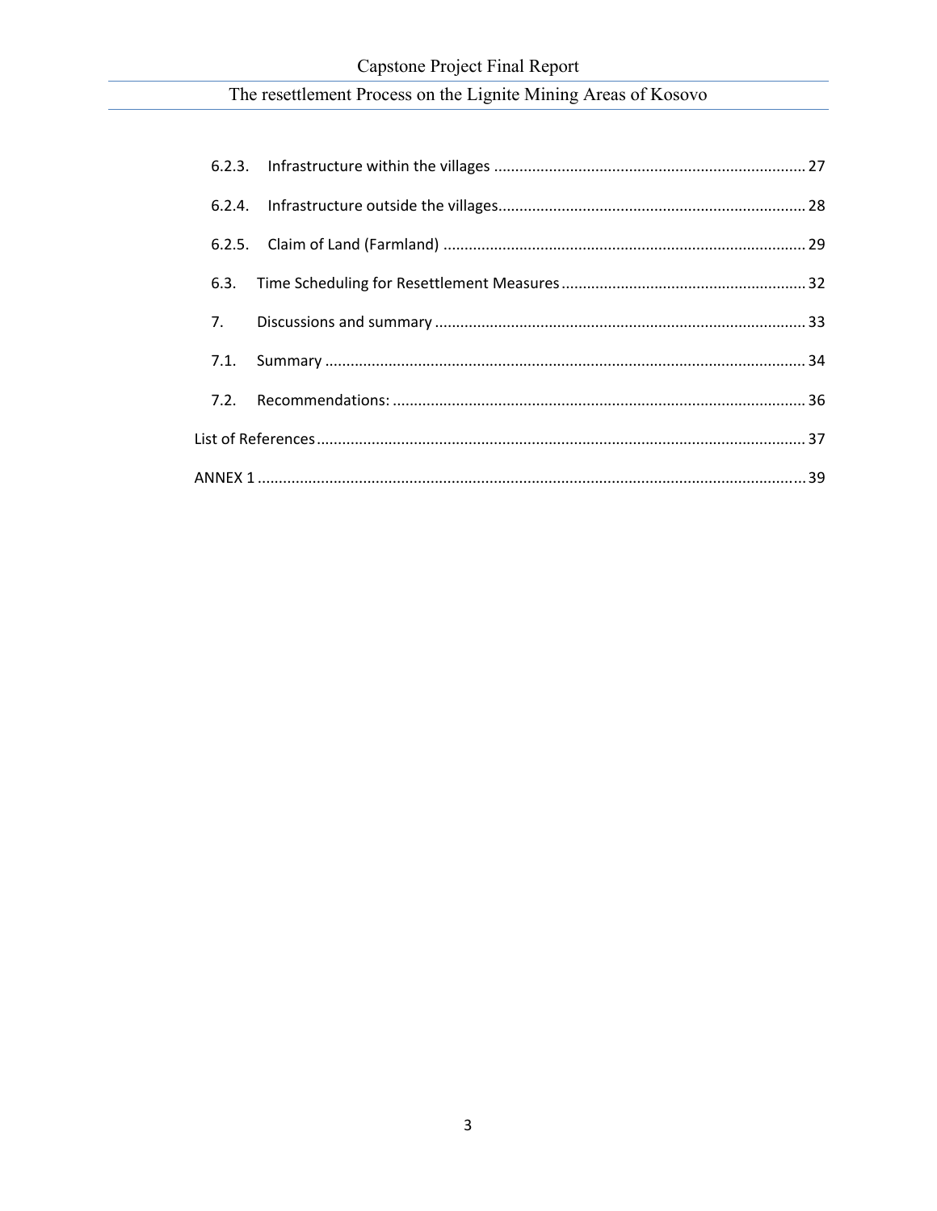6.2.3. Infrastructure within the villages ........................................................................ 27

6.2.4. Infrastructure outside the villages........................................................................ 28

6.2.5. Claim of Land (Farmland) ..................................................................................... 29

6.3. Time Scheduling for Resettlement Measures .......................................................... 32

7. Discussions and summary ....................................................................................... 33

7.1. Summary ................................................................................................................. 34

7.2. Recommendations: ................................................................................................. 36

List of References ............................................................................................................... 37

ANNEX 1 ............................................................................................................................. 39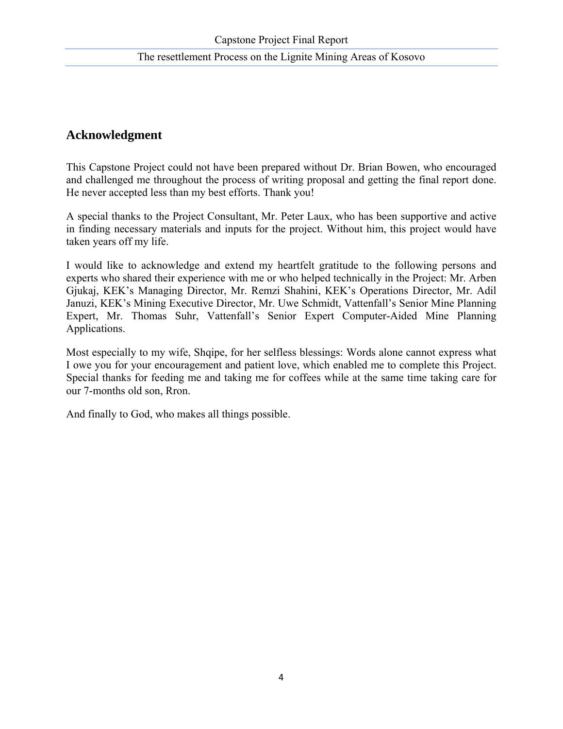## Acknowledgment

This Capstone Project could not have been prepared without Dr. Brian Bowen, who encouraged and challenged me throughout the process of writing proposal and getting the final report done. He never accepted less than my best efforts. Thank you!

A special thanks to the Project Consultant, Mr. Peter Laux, who has been supportive and active in finding necessary materials and inputs for the project. Without him, this project would have taken years off my life.

I would like to acknowledge and extend my heartfelt gratitude to the following persons and experts who shared their experience with me or who helped technically in the Project: Mr. Arben Gjukaj, KEK's Managing Director, Mr. Remzi Shahini, KEK's Operations Director, Mr. Adil Januzi, KEK's Mining Executive Director, Mr. Uwe Schmidt, Vattenfall's Senior Mine Planning Expert, Mr. Thomas Suhr, Vattenfall's Senior Expert Computer-Aided Mine Planning Applications.

Most especially to my wife, Shqipe, for her selfless blessings: Words alone cannot express what I owe you for your encouragement and patient love, which enabled me to complete this Project. Special thanks for feeding me and taking me for coffees while at the same time taking care for our 7-months old son, Rron.

And finally to God, who makes all things possible.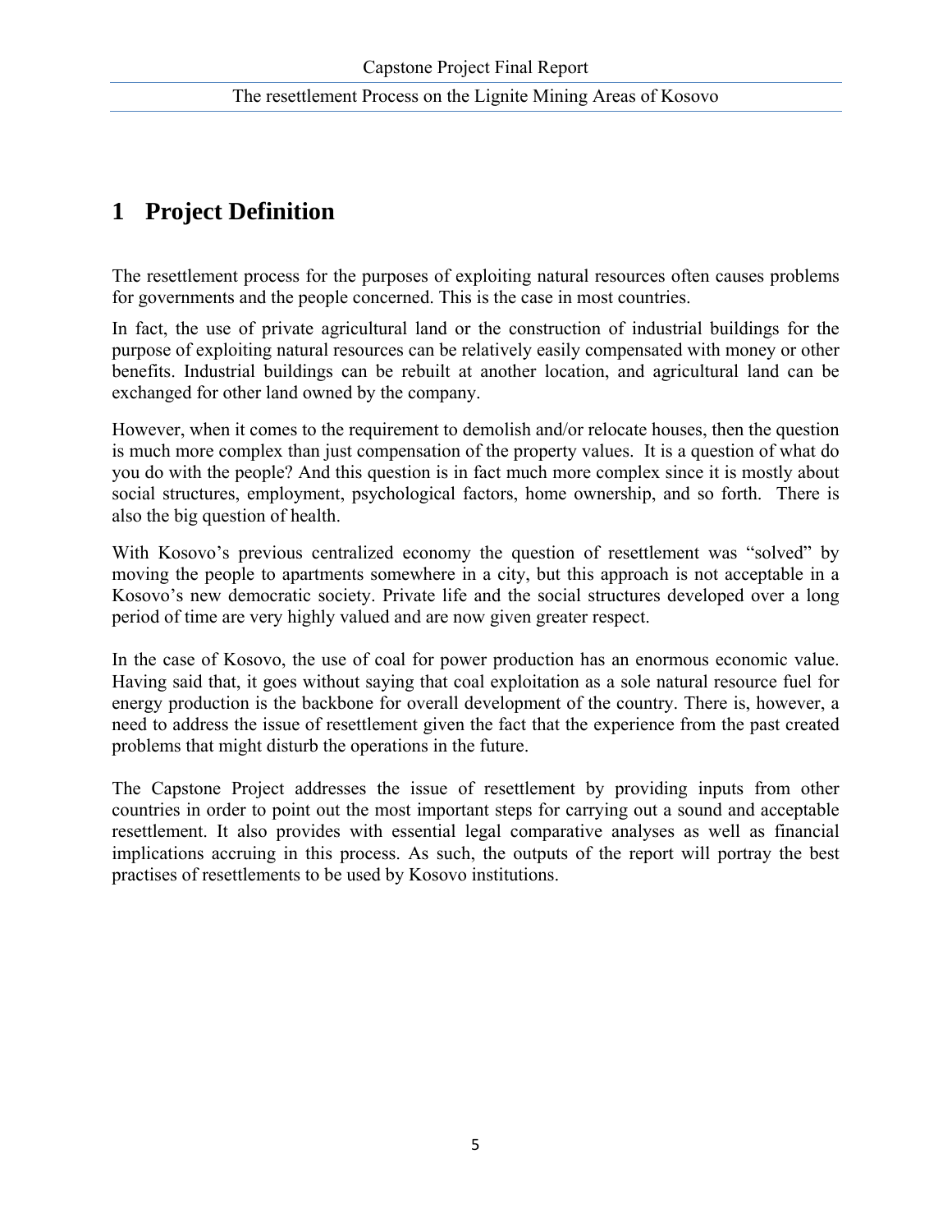# 1 Project Definition

The resettlement process for the purposes of exploiting natural resources often causes problems for governments and the people concerned. This is the case in most countries.

In fact, the use of private agricultural land or the construction of industrial buildings for the purpose of exploiting natural resources can be relatively easily compensated with money or other benefits. Industrial buildings can be rebuilt at another location, and agricultural land can be exchanged for other land owned by the company.

However, when it comes to the requirement to demolish and/or relocate houses, then the question is much more complex than just compensation of the property values. It is a question of what do you do with the people? And this question is in fact much more complex since it is mostly about social structures, employment, psychological factors, home ownership, and so forth. There is also the big question of health.

With Kosovo's previous centralized economy the question of resettlement was "solved" by moving the people to apartments somewhere in a city, but this approach is not acceptable in a Kosovo's new democratic society. Private life and the social structures developed over a long period of time are very highly valued and are now given greater respect.

In the case of Kosovo, the use of coal for power production has an enormous economic value. Having said that, it goes without saying that coal exploitation as a sole natural resource fuel for energy production is the backbone for overall development of the country. There is, however, a need to address the issue of resettlement given the fact that the experience from the past created problems that might disturb the operations in the future.

The Capstone Project addresses the issue of resettlement by providing inputs from other countries in order to point out the most important steps for carrying out a sound and acceptable resettlement. It also provides with essential legal comparative analyses as well as financial implications accruing in this process. As such, the outputs of the report will portray the best practises of resettlements to be used by Kosovo institutions.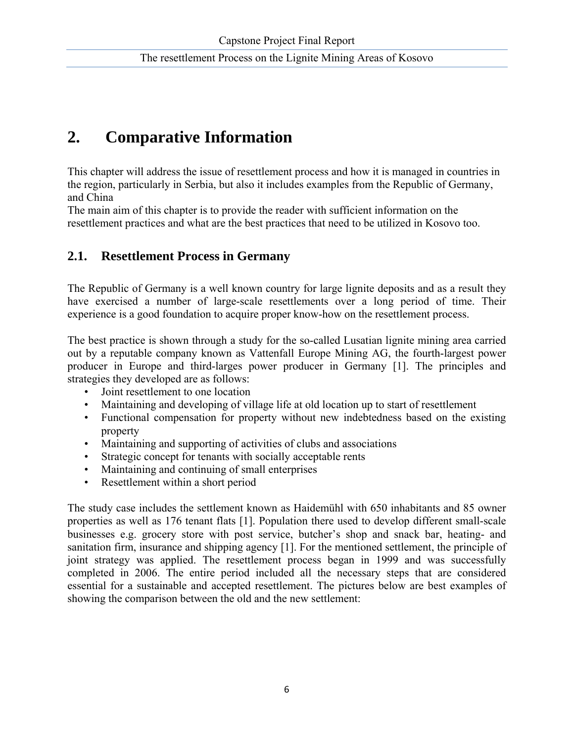# 2. Comparative Information

This chapter will address the issue of resettlement process and how it is managed in countries in the region, particularly in Serbia, but also it includes examples from the Republic of Germany, and China

The main aim of this chapter is to provide the reader with sufficient information on the resettlement practices and what are the best practices that need to be utilized in Kosovo too.

## 2.1. Resettlement Process in Germany

The Republic of Germany is a well known country for large lignite deposits and as a result they have exercised a number of large-scale resettlements over a long period of time. Their experience is a good foundation to acquire proper know-how on the resettlement process.

The best practice is shown through a study for the so-called Lusatian lignite mining area carried out by a reputable company known as Vattenfall Europe Mining AG, the fourth-largest power producer in Europe and third-larges power producer in Germany [1]. The principles and strategies they developed are as follows:

- Joint resettlement to one location
- Maintaining and developing of village life at old location up to start of resettlement
- Functional compensation for property without new indebtedness based on the existing property
- Maintaining and supporting of activities of clubs and associations
- Strategic concept for tenants with socially acceptable rents
- Maintaining and continuing of small enterprises
- Resettlement within a short period

The study case includes the settlement known as Haidemühl with 650 inhabitants and 85 owner properties as well as 176 tenant flats [1]. Population there used to develop different small-scale businesses e.g. grocery store with post service, butcher's shop and snack bar, heating- and sanitation firm, insurance and shipping agency [1]. For the mentioned settlement, the principle of joint strategy was applied. The resettlement process began in 1999 and was successfully completed in 2006. The entire period included all the necessary steps that are considered essential for a sustainable and accepted resettlement. The pictures below are best examples of showing the comparison between the old and the new settlement: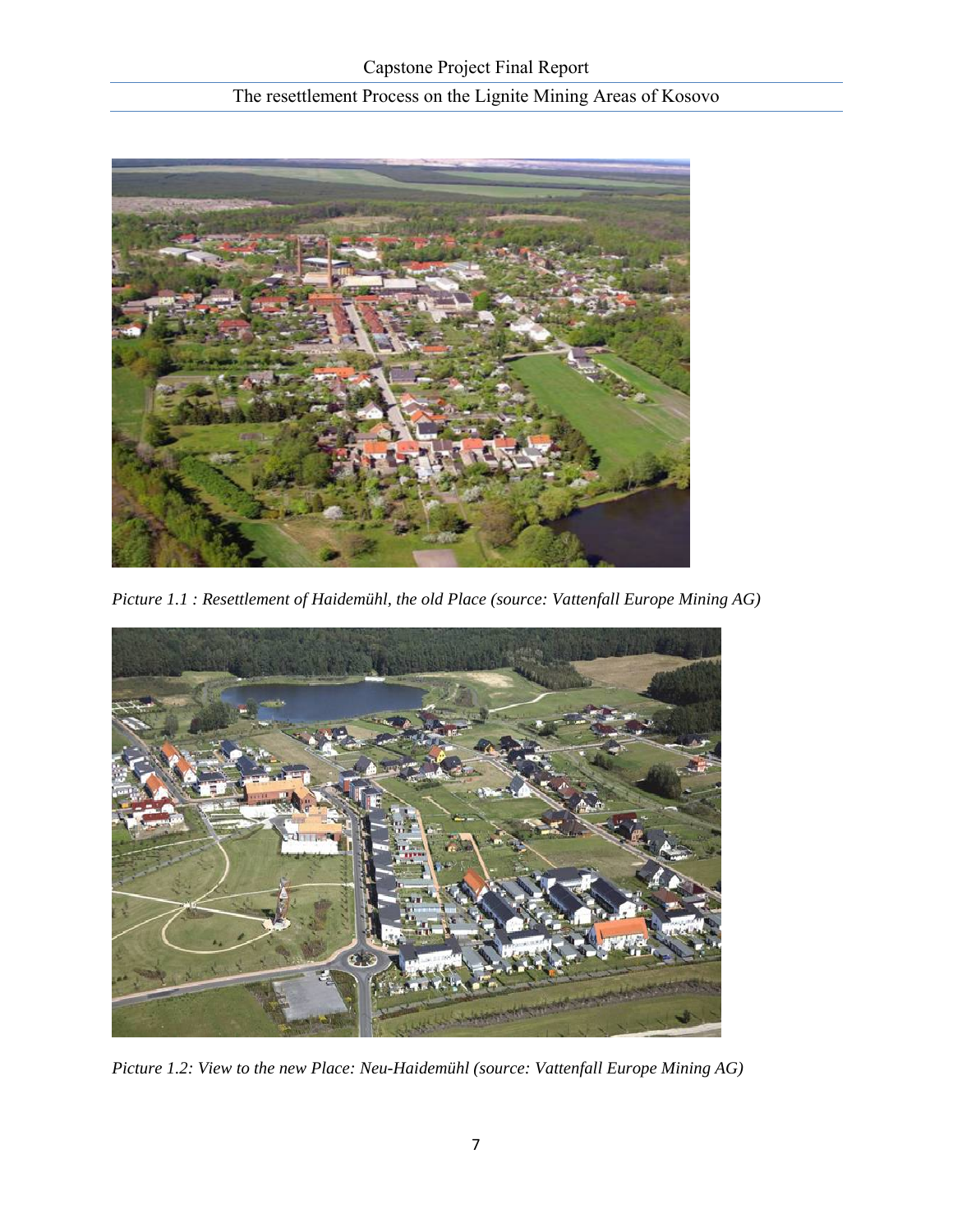*Picture 1.1 : Resettlement of Haidemühl, the old Place (source: Vattenfall Europe Mining AG)*

*Picture 1.2: View to the new Place: Neu-Haidemühl (source: Vattenfall Europe Mining AG)*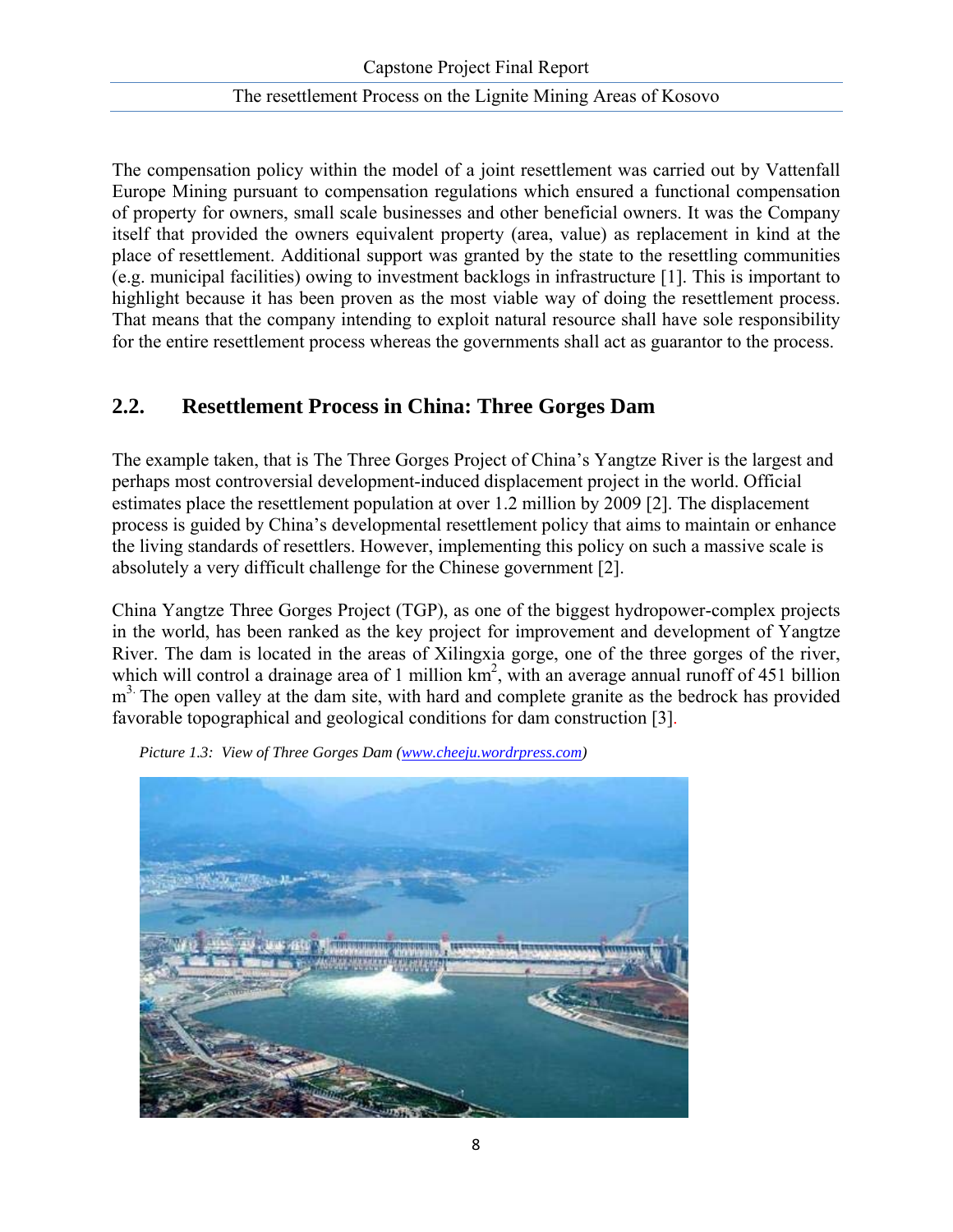The compensation policy within the model of a joint resettlement was carried out by Vattenfall Europe Mining pursuant to compensation regulations which ensured a functional compensation of property for owners, small scale businesses and other beneficial owners. It was the Company itself that provided the owners equivalent property (area, value) as replacement in kind at the place of resettlement. Additional support was granted by the state to the resettling communities (e.g. municipal facilities) owing to investment backlogs in infrastructure [1]. This is important to highlight because it has been proven as the most viable way of doing the resettlement process. That means that the company intending to exploit natural resource shall have sole responsibility for the entire resettlement process whereas the governments shall act as guarantor to the process.

## 2.2. Resettlement Process in China: Three Gorges Dam

The example taken, that is The Three Gorges Project of China's Yangtze River is the largest and perhaps most controversial development-induced displacement project in the world. Official estimates place the resettlement population at over 1.2 million by 2009 [2]. The displacement process is guided by China's developmental resettlement policy that aims to maintain or enhance the living standards of resettlers. However, implementing this policy on such a massive scale is absolutely a very difficult challenge for the Chinese government [2].

China Yangtze Three Gorges Project (TGP), as one of the biggest hydropower-complex projects in the world, has been ranked as the key project for improvement and development of Yangtze River. The dam is located in the areas of Xilingxia gorge, one of the three gorges of the river, which will control a drainage area of 1 million $km^2$, with an average annual runoff of 451 billion $m^3$. The open valley at the dam site, with hard and complete granite as the bedrock has provided favorable topographical and geological conditions for dam construction [3].

*Picture 1.3: View of Three Gorges Dam (www.cheeju.wordrpress.com)*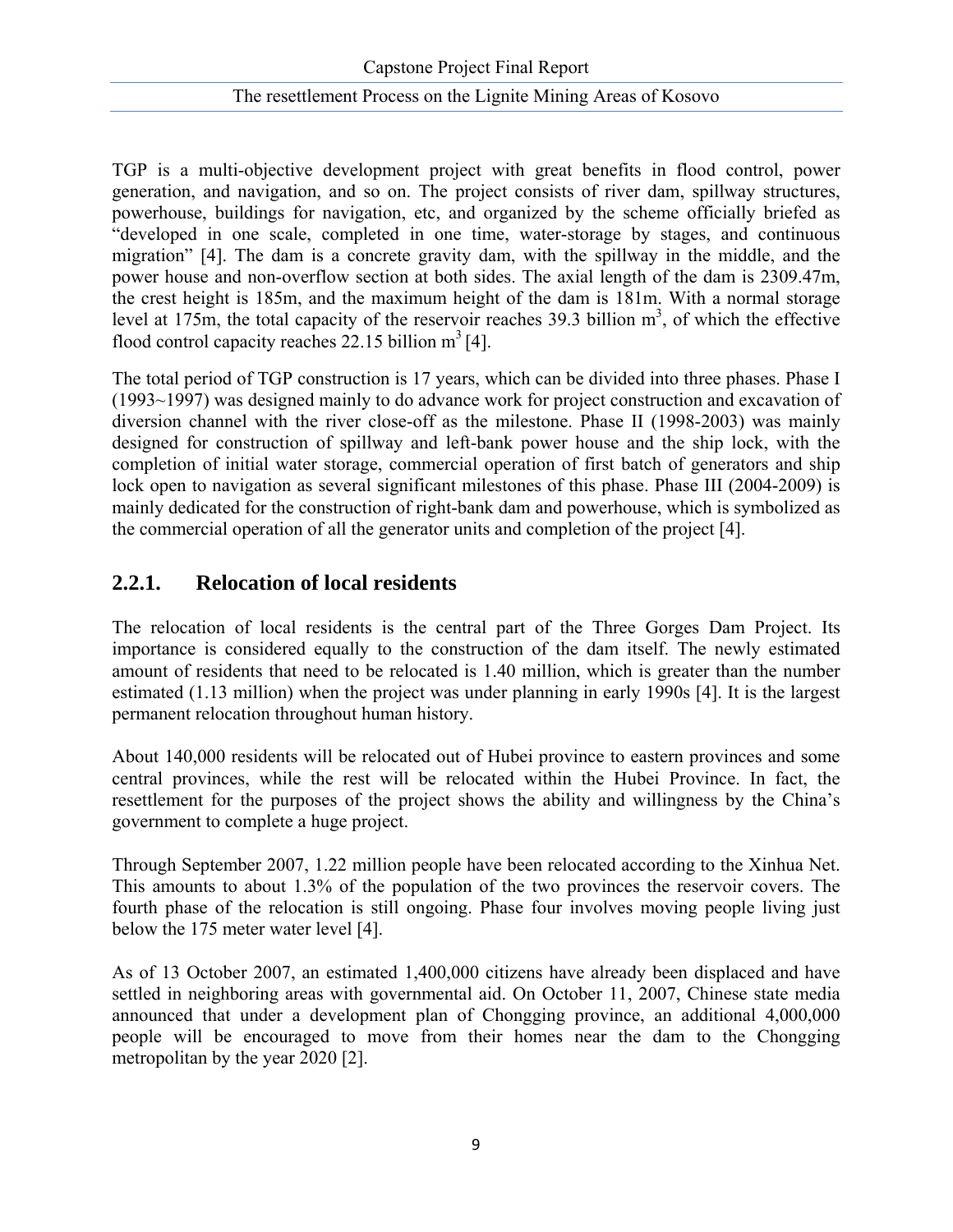TGP is a multi-objective development project with great benefits in flood control, power generation, and navigation, and so on. The project consists of river dam, spillway structures, powerhouse, buildings for navigation, etc, and organized by the scheme officially briefed as "developed in one scale, completed in one time, water-storage by stages, and continuous migration" [4]. The dam is a concrete gravity dam, with the spillway in the middle, and the power house and non-overflow section at both sides. The axial length of the dam is 2309.47m, the crest height is 185m, and the maximum height of the dam is 181m. With a normal storage level at 175m, the total capacity of the reservoir reaches 39.3 billion $m^3$, of which the effective flood control capacity reaches 22.15 billion $m^3$ [4].

The total period of TGP construction is 17 years, which can be divided into three phases. Phase I (1993~1997) was designed mainly to do advance work for project construction and excavation of diversion channel with the river close-off as the milestone. Phase II (1998-2003) was mainly designed for construction of spillway and left-bank power house and the ship lock, with the completion of initial water storage, commercial operation of first batch of generators and ship lock open to navigation as several significant milestones of this phase. Phase III (2004-2009) is mainly dedicated for the construction of right-bank dam and powerhouse, which is symbolized as the commercial operation of all the generator units and completion of the project [4].

### 2.2.1. Relocation of local residents

The relocation of local residents is the central part of the Three Gorges Dam Project. Its importance is considered equally to the construction of the dam itself. The newly estimated amount of residents that need to be relocated is 1.40 million, which is greater than the number estimated (1.13 million) when the project was under planning in early 1990s [4]. It is the largest permanent relocation throughout human history.

About 140,000 residents will be relocated out of Hubei province to eastern provinces and some central provinces, while the rest will be relocated within the Hubei Province. In fact, the resettlement for the purposes of the project shows the ability and willingness by the China's government to complete a huge project.

Through September 2007, 1.22 million people have been relocated according to the Xinhua Net. This amounts to about 1.3% of the population of the two provinces the reservoir covers. The fourth phase of the relocation is still ongoing. Phase four involves moving people living just below the 175 meter water level [4].

As of 13 October 2007, an estimated 1,400,000 citizens have already been displaced and have settled in neighboring areas with governmental aid. On October 11, 2007, Chinese state media announced that under a development plan of Chongging province, an additional 4,000,000 people will be encouraged to move from their homes near the dam to the Chongging metropolitan by the year 2020 [2].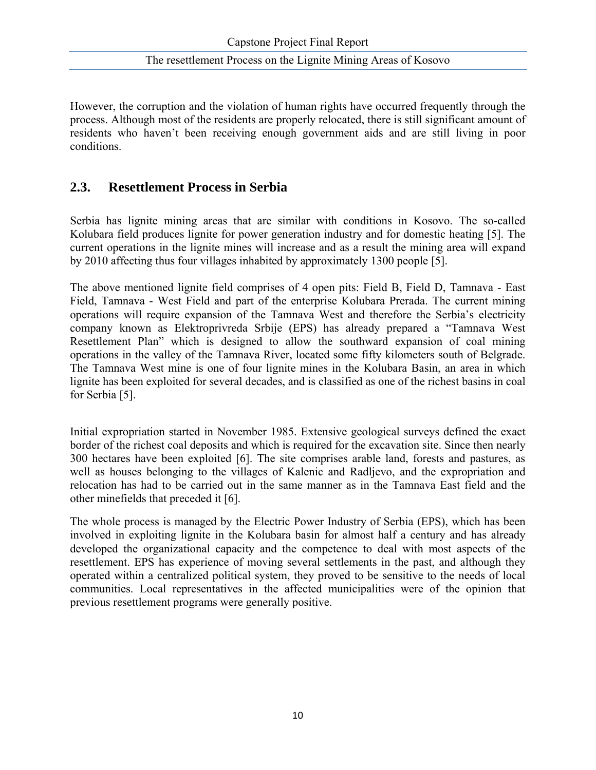However, the corruption and the violation of human rights have occurred frequently through the process. Although most of the residents are properly relocated, there is still significant amount of residents who haven't been receiving enough government aids and are still living in poor conditions.

## 2.3. Resettlement Process in Serbia

Serbia has lignite mining areas that are similar with conditions in Kosovo. The so-called Kolubara field produces lignite for power generation industry and for domestic heating [5]. The current operations in the lignite mines will increase and as a result the mining area will expand by 2010 affecting thus four villages inhabited by approximately 1300 people [5].

The above mentioned lignite field comprises of 4 open pits: Field B, Field D, Tamnava - East Field, Tamnava - West Field and part of the enterprise Kolubara Prerada. The current mining operations will require expansion of the Tamnava West and therefore the Serbia's electricity company known as Elektroprivreda Srbije (EPS) has already prepared a "Tamnava West Resettlement Plan" which is designed to allow the southward expansion of coal mining operations in the valley of the Tamnava River, located some fifty kilometers south of Belgrade. The Tamnava West mine is one of four lignite mines in the Kolubara Basin, an area in which lignite has been exploited for several decades, and is classified as one of the richest basins in coal for Serbia [5].

Initial expropriation started in November 1985. Extensive geological surveys defined the exact border of the richest coal deposits and which is required for the excavation site. Since then nearly 300 hectares have been exploited [6]. The site comprises arable land, forests and pastures, as well as houses belonging to the villages of Kalenic and Radljevo, and the expropriation and relocation has had to be carried out in the same manner as in the Tamnava East field and the other minefields that preceded it [6].

The whole process is managed by the Electric Power Industry of Serbia (EPS), which has been involved in exploiting lignite in the Kolubara basin for almost half a century and has already developed the organizational capacity and the competence to deal with most aspects of the resettlement. EPS has experience of moving several settlements in the past, and although they operated within a centralized political system, they proved to be sensitive to the needs of local communities. Local representatives in the affected municipalities were of the opinion that previous resettlement programs were generally positive.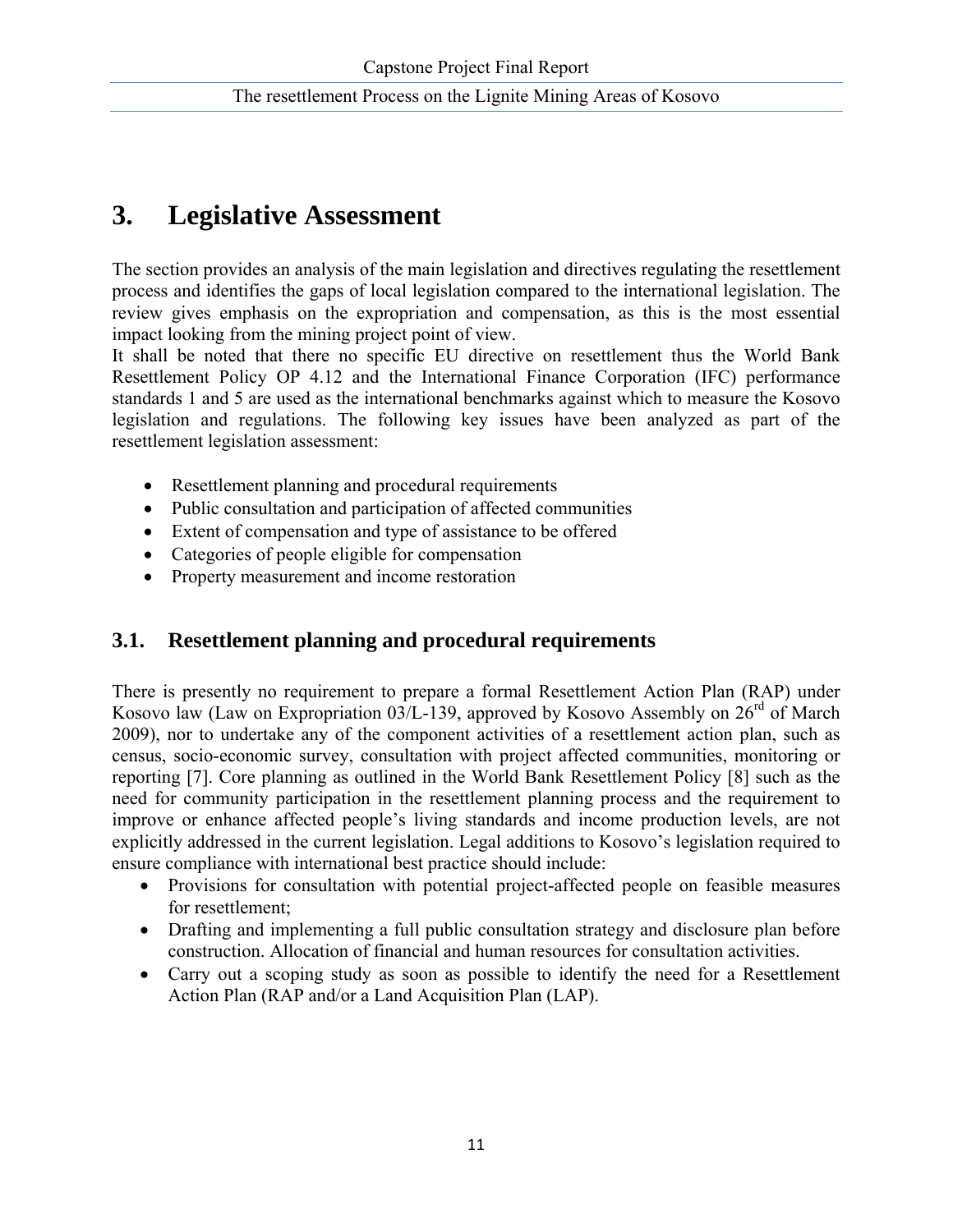# 3. Legislative Assessment

The section provides an analysis of the main legislation and directives regulating the resettlement process and identifies the gaps of local legislation compared to the international legislation. The review gives emphasis on the expropriation and compensation, as this is the most essential impact looking from the mining project point of view.

It shall be noted that there no specific EU directive on resettlement thus the World Bank Resettlement Policy OP 4.12 and the International Finance Corporation (IFC) performance standards 1 and 5 are used as the international benchmarks against which to measure the Kosovo legislation and regulations. The following key issues have been analyzed as part of the resettlement legislation assessment:

- Resettlement planning and procedural requirements
- Public consultation and participation of affected communities
- Extent of compensation and type of assistance to be offered
- Categories of people eligible for compensation
- Property measurement and income restoration

## 3.1. Resettlement planning and procedural requirements

There is presently no requirement to prepare a formal Resettlement Action Plan (RAP) under Kosovo law (Law on Expropriation 03/L-139, approved by Kosovo Assembly on 26rd of March 2009), nor to undertake any of the component activities of a resettlement action plan, such as census, socio-economic survey, consultation with project affected communities, monitoring or reporting [7]. Core planning as outlined in the World Bank Resettlement Policy [8] such as the need for community participation in the resettlement planning process and the requirement to improve or enhance affected people's living standards and income production levels, are not explicitly addressed in the current legislation. Legal additions to Kosovo's legislation required to ensure compliance with international best practice should include:

- Provisions for consultation with potential project-affected people on feasible measures for resettlement;
- Drafting and implementing a full public consultation strategy and disclosure plan before construction. Allocation of financial and human resources for consultation activities.
- Carry out a scoping study as soon as possible to identify the need for a Resettlement Action Plan (RAP and/or a Land Acquisition Plan (LAP).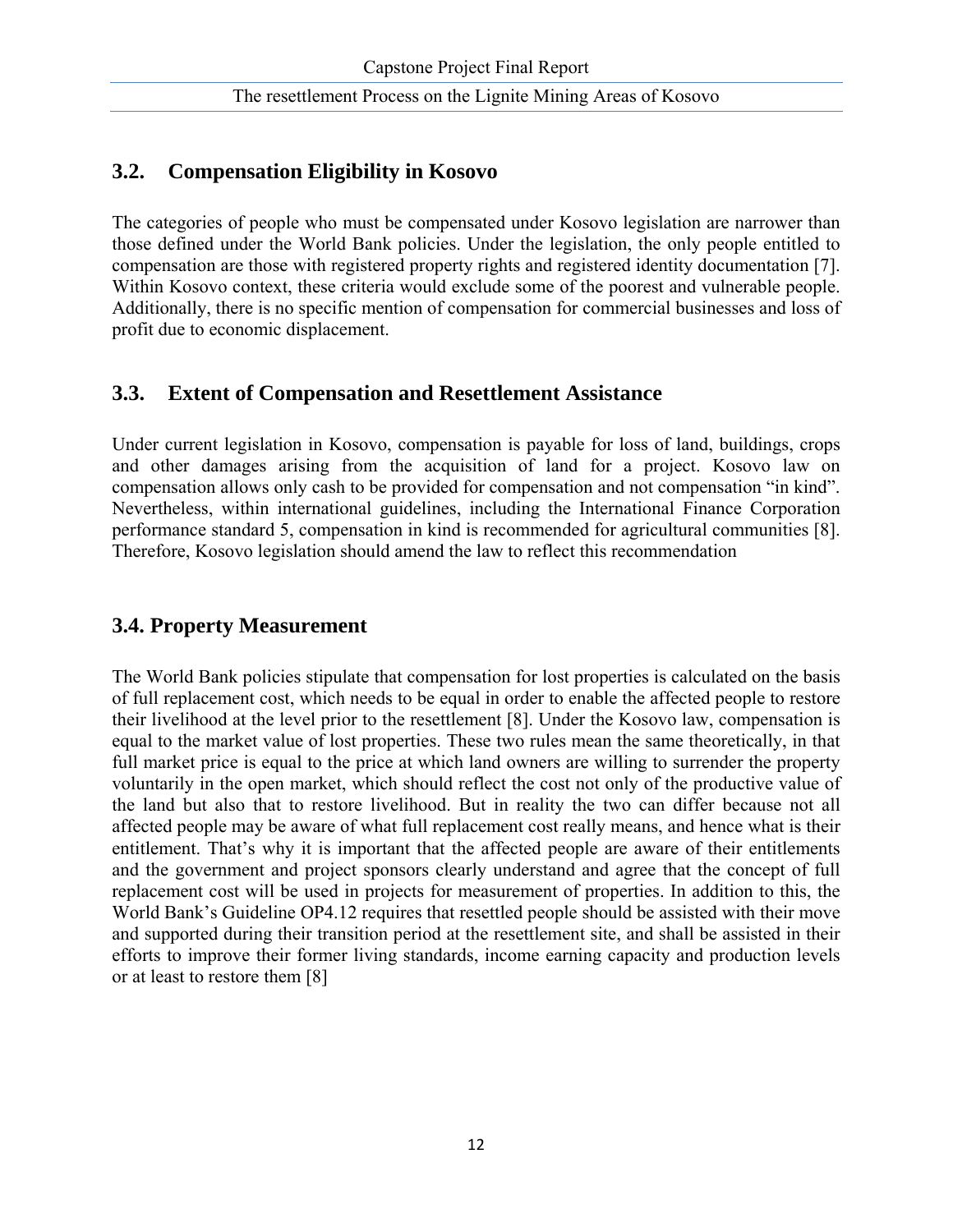## 3.2. Compensation Eligibility in Kosovo

The categories of people who must be compensated under Kosovo legislation are narrower than those defined under the World Bank policies. Under the legislation, the only people entitled to compensation are those with registered property rights and registered identity documentation [7]. Within Kosovo context, these criteria would exclude some of the poorest and vulnerable people. Additionally, there is no specific mention of compensation for commercial businesses and loss of profit due to economic displacement.

## 3.3. Extent of Compensation and Resettlement Assistance

Under current legislation in Kosovo, compensation is payable for loss of land, buildings, crops and other damages arising from the acquisition of land for a project. Kosovo law on compensation allows only cash to be provided for compensation and not compensation "in kind". Nevertheless, within international guidelines, including the International Finance Corporation performance standard 5, compensation in kind is recommended for agricultural communities [8]. Therefore, Kosovo legislation should amend the law to reflect this recommendation

## 3.4. Property Measurement

The World Bank policies stipulate that compensation for lost properties is calculated on the basis of full replacement cost, which needs to be equal in order to enable the affected people to restore their livelihood at the level prior to the resettlement [8]. Under the Kosovo law, compensation is equal to the market value of lost properties. These two rules mean the same theoretically, in that full market price is equal to the price at which land owners are willing to surrender the property voluntarily in the open market, which should reflect the cost not only of the productive value of the land but also that to restore livelihood. But in reality the two can differ because not all affected people may be aware of what full replacement cost really means, and hence what is their entitlement. That's why it is important that the affected people are aware of their entitlements and the government and project sponsors clearly understand and agree that the concept of full replacement cost will be used in projects for measurement of properties. In addition to this, the World Bank's Guideline OP4.12 requires that resettled people should be assisted with their move and supported during their transition period at the resettlement site, and shall be assisted in their efforts to improve their former living standards, income earning capacity and production levels or at least to restore them [8]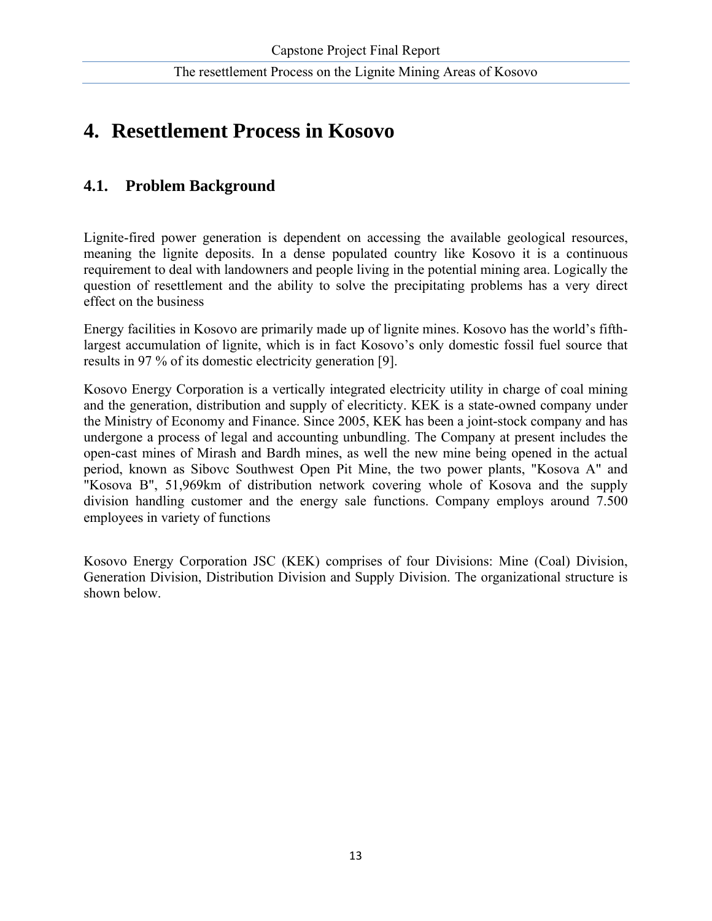# 4. Resettlement Process in Kosovo

## 4.1. Problem Background

Lignite-fired power generation is dependent on accessing the available geological resources, meaning the lignite deposits. In a dense populated country like Kosovo it is a continuous requirement to deal with landowners and people living in the potential mining area. Logically the question of resettlement and the ability to solve the precipitating problems has a very direct effect on the business

Energy facilities in Kosovo are primarily made up of lignite mines. Kosovo has the world's fifth-largest accumulation of lignite, which is in fact Kosovo's only domestic fossil fuel source that results in 97 % of its domestic electricity generation [9].

Kosovo Energy Corporation is a vertically integrated electricity utility in charge of coal mining and the generation, distribution and supply of elecriticty. KEK is a state-owned company under the Ministry of Economy and Finance. Since 2005, KEK has been a joint-stock company and has undergone a process of legal and accounting unbundling. The Company at present includes the open-cast mines of Mirash and Bardh mines, as well the new mine being opened in the actual period, known as Sibovc Southwest Open Pit Mine, the two power plants, "Kosova A" and "Kosova B", 51,969km of distribution network covering whole of Kosova and the supply division handling customer and the energy sale functions. Company employs around 7.500 employees in variety of functions

Kosovo Energy Corporation JSC (KEK) comprises of four Divisions: Mine (Coal) Division, Generation Division, Distribution Division and Supply Division. The organizational structure is shown below.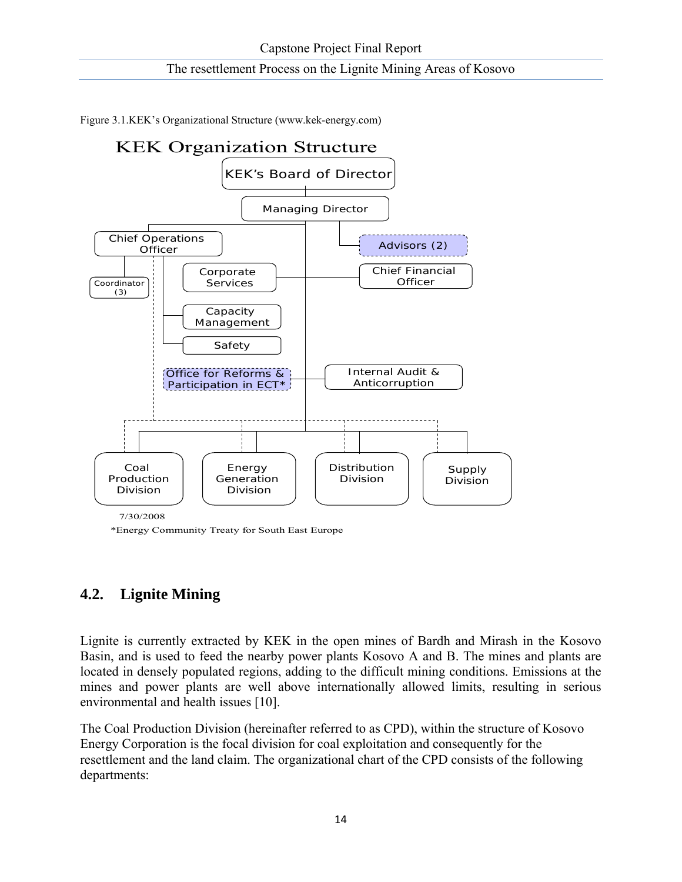Figure 3.1.KEK's Organizational Structure (www.kek-energy.com)

KEK Organization Structure

KEK's Board of Director

Managing Director

Chief Operations Officer

Advisors (2)

Coordinator (3)

Corporate Services

Chief Financial Officer

Capacity Management

Safety

Office for Reforms & Participation in ECT*

Internal Audit & Anticorruption

Coal Production Division

Energy Generation Division

Distribution Division

Supply Division

7/30/2008

*Energy Community Treaty for South East Europe

## 4.2. Lignite Mining

Lignite is currently extracted by KEK in the open mines of Bardh and Mirash in the Kosovo Basin, and is used to feed the nearby power plants Kosovo A and B. The mines and plants are located in densely populated regions, adding to the difficult mining conditions. Emissions at the mines and power plants are well above internationally allowed limits, resulting in serious environmental and health issues [10].

The Coal Production Division (hereinafter referred to as CPD), within the structure of Kosovo Energy Corporation is the focal division for coal exploitation and consequently for the resettlement and the land claim. The organizational chart of the CPD consists of the following departments: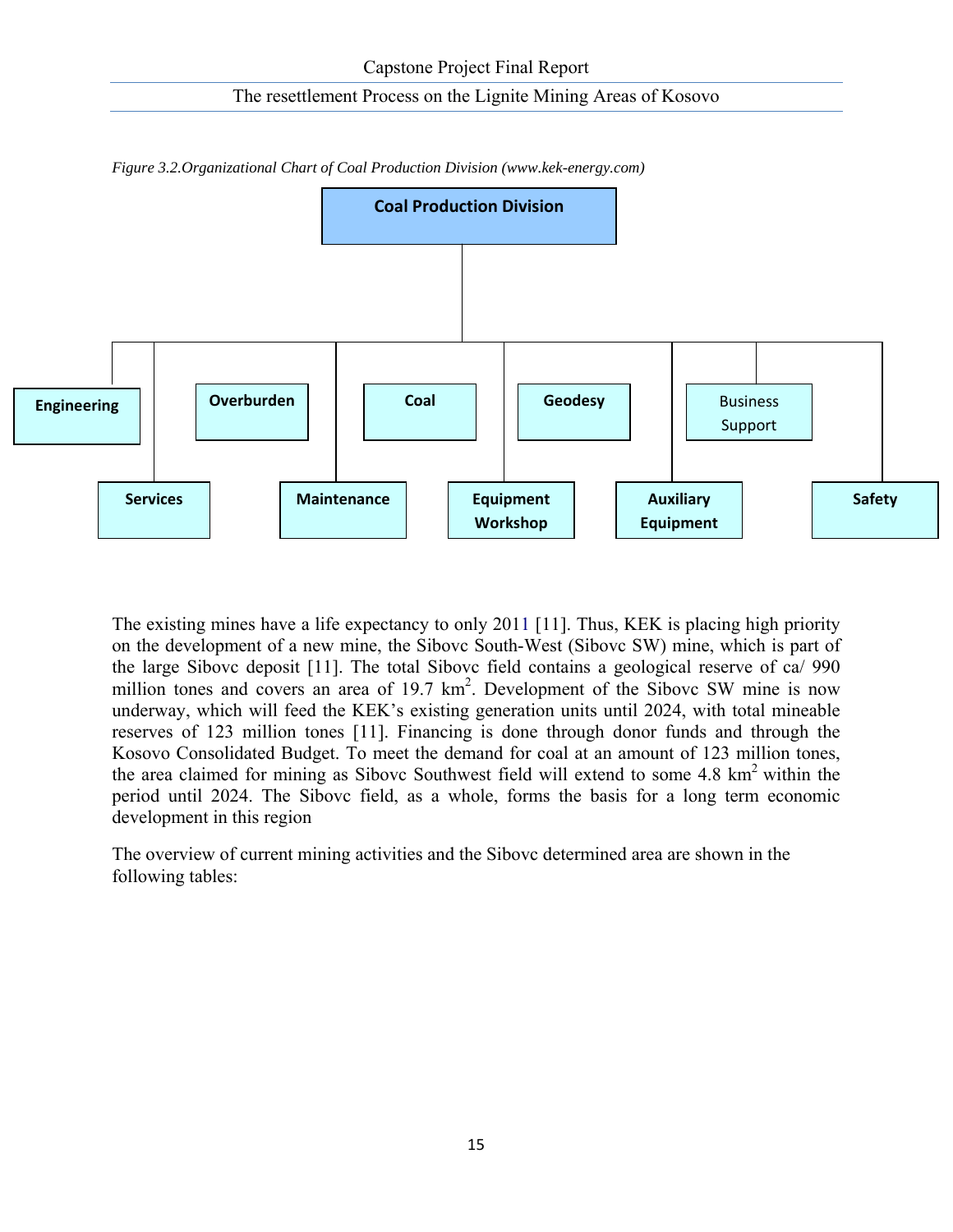*Figure 3.2.Organizational Chart of Coal Production Division (www.kek-energy.com)*

**Coal Production Division**

- **Engineering**
- **Services**
- **Overburden**
- **Maintenance**
- **Coal**
- **Equipment Workshop**
- **Geodesy**
- **Auxiliary Equipment**
- Business Support
- **Safety**

The existing mines have a life expectancy to only 2011 [11]. Thus, KEK is placing high priority on the development of a new mine, the Sibovc South-West (Sibovc SW) mine, which is part of the large Sibovc deposit [11]. The total Sibovc field contains a geological reserve of ca/ 990 million tones and covers an area of 19.7 km$^2$. Development of the Sibovc SW mine is now underway, which will feed the KEK's existing generation units until 2024, with total mineable reserves of 123 million tones [11]. Financing is done through donor funds and through the Kosovo Consolidated Budget. To meet the demand for coal at an amount of 123 million tones, the area claimed for mining as Sibovc Southwest field will extend to some 4.8 km$^2$ within the period until 2024. The Sibovc field, as a whole, forms the basis for a long term economic development in this region

The overview of current mining activities and the Sibovc determined area are shown in the following tables: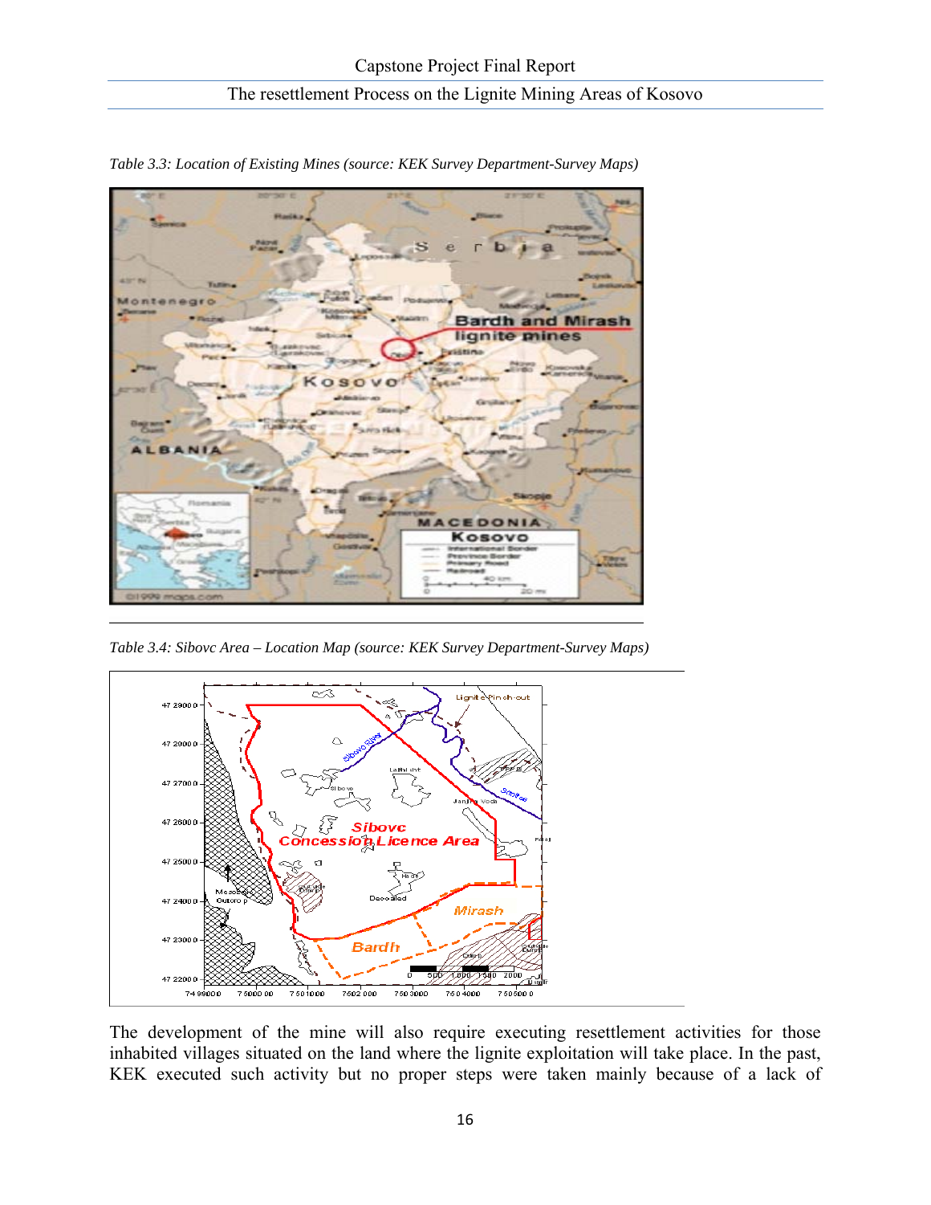*Table 3.3: Location of Existing Mines (source: KEK Survey Department-Survey Maps)*

*Table 3.4: Sibovc Area – Location Map (source: KEK Survey Department-Survey Maps)*

The development of the mine will also require executing resettlement activities for those inhabited villages situated on the land where the lignite exploitation will take place. In the past, KEK executed such activity but no proper steps were taken mainly because of a lack of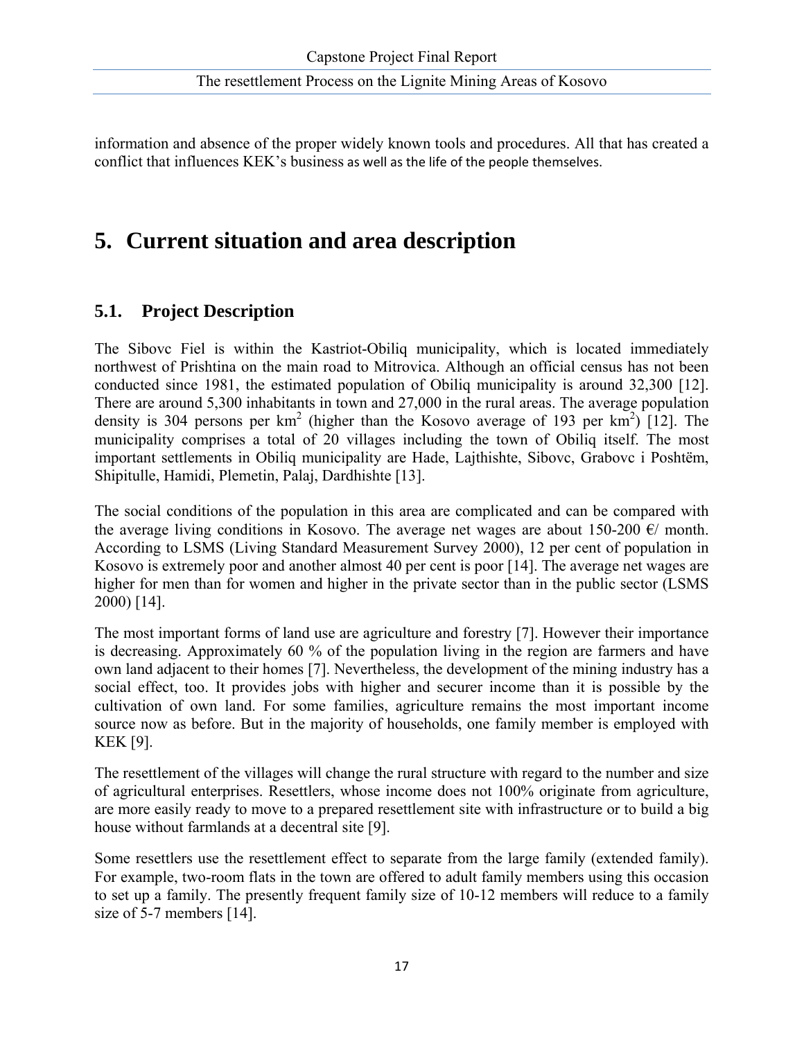information and absence of the proper widely known tools and procedures. All that has created a conflict that influences KEK's business as well as the life of the people themselves.

# 5. Current situation and area description

## 5.1. Project Description

The Sibovc Fiel is within the Kastriot-Obiliq municipality, which is located immediately northwest of Prishtina on the main road to Mitrovica. Although an official census has not been conducted since 1981, the estimated population of Obiliq municipality is around 32,300 [12]. There are around 5,300 inhabitants in town and 27,000 in the rural areas. The average population density is 304 persons per $km^2$ (higher than the Kosovo average of 193 per $km^2$) [12]. The municipality comprises a total of 20 villages including the town of Obiliq itself. The most important settlements in Obiliq municipality are Hade, Lajthishte, Sibovc, Grabovc i Poshtëm, Shipitulle, Hamidi, Plemetin, Palaj, Dardhishte [13].

The social conditions of the population in this area are complicated and can be compared with the average living conditions in Kosovo. The average net wages are about 150-200 €/ month. According to LSMS (Living Standard Measurement Survey 2000), 12 per cent of population in Kosovo is extremely poor and another almost 40 per cent is poor [14]. The average net wages are higher for men than for women and higher in the private sector than in the public sector (LSMS 2000) [14].

The most important forms of land use are agriculture and forestry [7]. However their importance is decreasing. Approximately 60 % of the population living in the region are farmers and have own land adjacent to their homes [7]. Nevertheless, the development of the mining industry has a social effect, too. It provides jobs with higher and securer income than it is possible by the cultivation of own land. For some families, agriculture remains the most important income source now as before. But in the majority of households, one family member is employed with KEK [9].

The resettlement of the villages will change the rural structure with regard to the number and size of agricultural enterprises. Resettlers, whose income does not 100% originate from agriculture, are more easily ready to move to a prepared resettlement site with infrastructure or to build a big house without farmlands at a decentral site [9].

Some resettlers use the resettlement effect to separate from the large family (extended family). For example, two-room flats in the town are offered to adult family members using this occasion to set up a family. The presently frequent family size of 10-12 members will reduce to a family size of 5-7 members [14].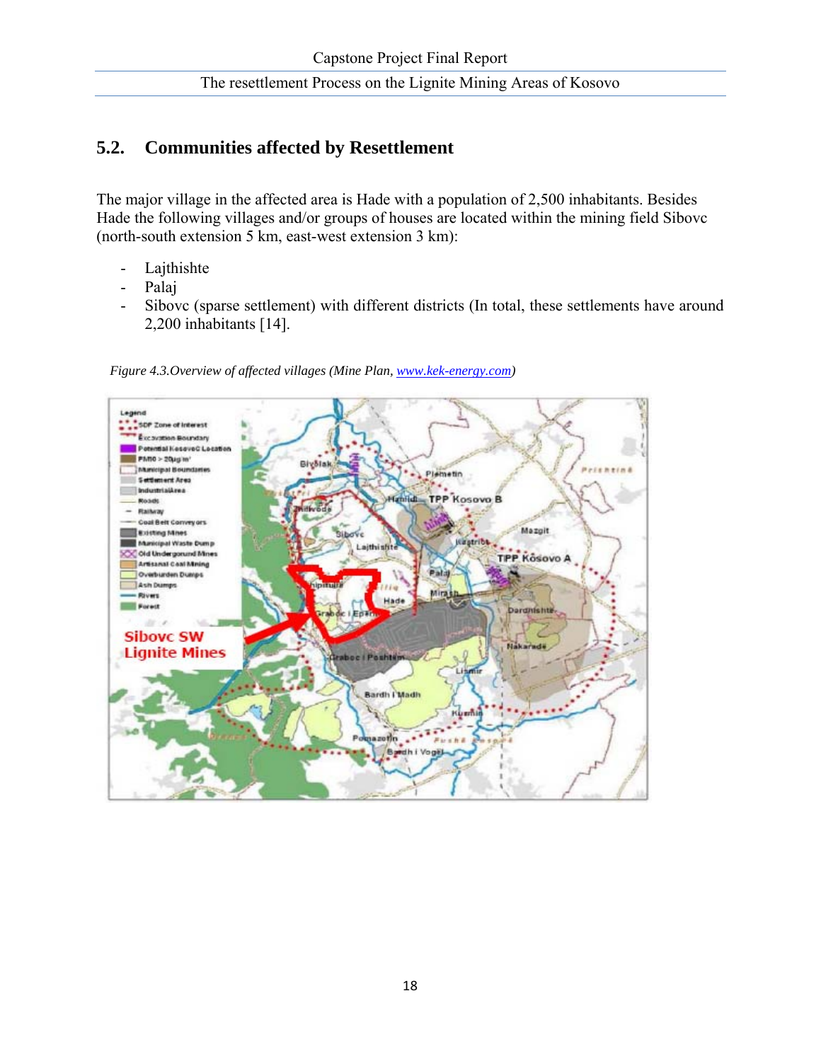## 5.2. Communities affected by Resettlement

The major village in the affected area is Hade with a population of 2,500 inhabitants. Besides Hade the following villages and/or groups of houses are located within the mining field Sibovc (north-south extension 5 km, east-west extension 3 km):

- Lajthishte
- Palaj
- Sibovc (sparse settlement) with different districts (In total, these settlements have around 2,200 inhabitants [14].

*Figure 4.3.Overview of affected villages (Mine Plan, www.kek-energy.com)*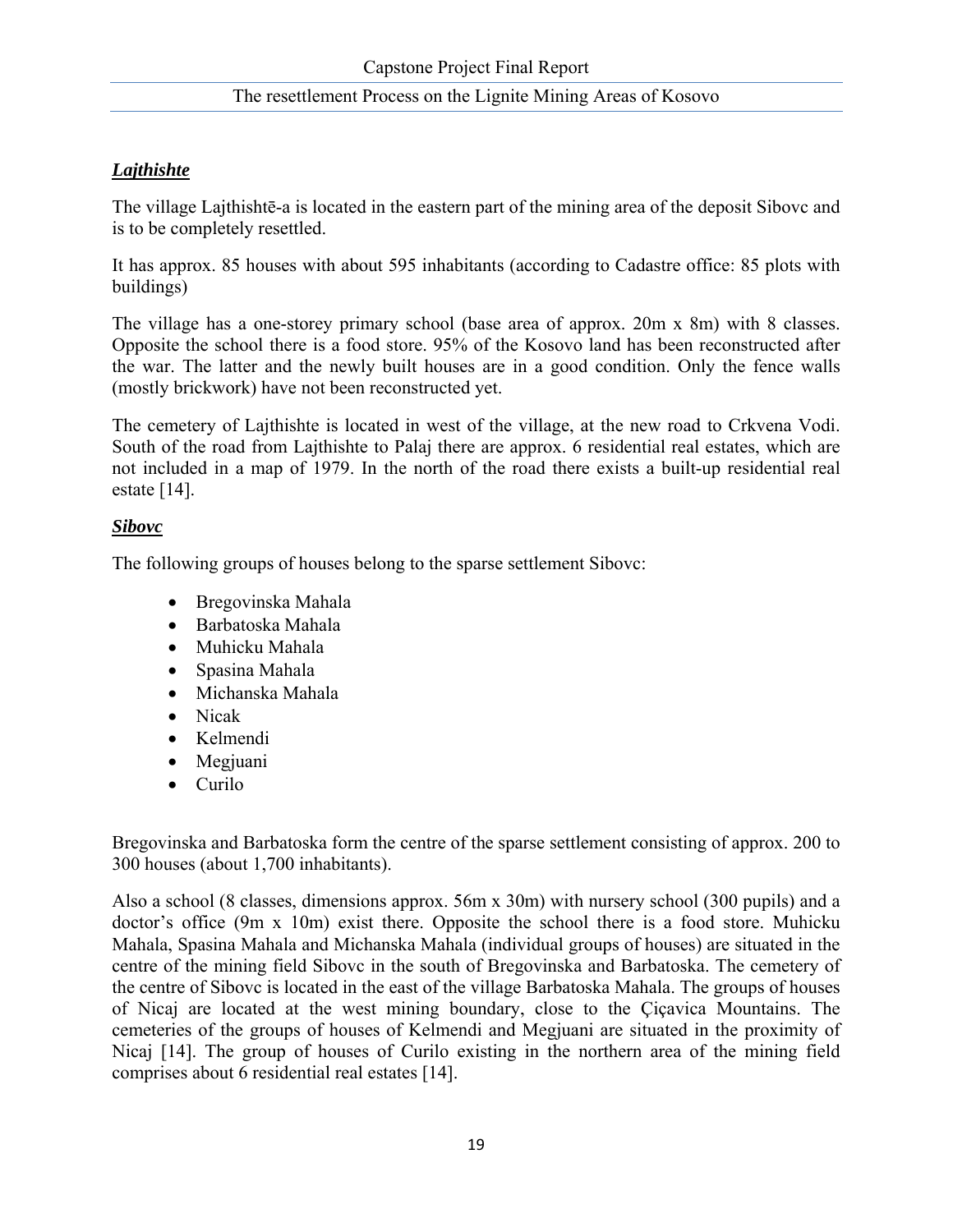***Lajthishte***

The village Lajthishtē-a is located in the eastern part of the mining area of the deposit Sibovc and is to be completely resettled.

It has approx. 85 houses with about 595 inhabitants (according to Cadastre office: 85 plots with buildings)

The village has a one-storey primary school (base area of approx. 20m x 8m) with 8 classes. Opposite the school there is a food store. 95% of the Kosovo land has been reconstructed after the war. The latter and the newly built houses are in a good condition. Only the fence walls (mostly brickwork) have not been reconstructed yet.

The cemetery of Lajthishte is located in west of the village, at the new road to Crkvena Vodi. South of the road from Lajthishte to Palaj there are approx. 6 residential real estates, which are not included in a map of 1979. In the north of the road there exists a built-up residential real estate [14].

***Sibovc***

The following groups of houses belong to the sparse settlement Sibovc:

- Bregovinska Mahala
- Barbatoska Mahala
- Muhicku Mahala
- Spasina Mahala
- Michanska Mahala
- Nicak
- Kelmendi
- Megjuani
- Curilo

Bregovinska and Barbatoska form the centre of the sparse settlement consisting of approx. 200 to 300 houses (about 1,700 inhabitants).

Also a school (8 classes, dimensions approx. 56m x 30m) with nursery school (300 pupils) and a doctor's office (9m x 10m) exist there. Opposite the school there is a food store. Muhicku Mahala, Spasina Mahala and Michanska Mahala (individual groups of houses) are situated in the centre of the mining field Sibovc in the south of Bregovinska and Barbatoska. The cemetery of the centre of Sibovc is located in the east of the village Barbatoska Mahala. The groups of houses of Nicaj are located at the west mining boundary, close to the Çiçavica Mountains. The cemeteries of the groups of houses of Kelmendi and Megjuani are situated in the proximity of Nicaj [14]. The group of houses of Curilo existing in the northern area of the mining field comprises about 6 residential real estates [14].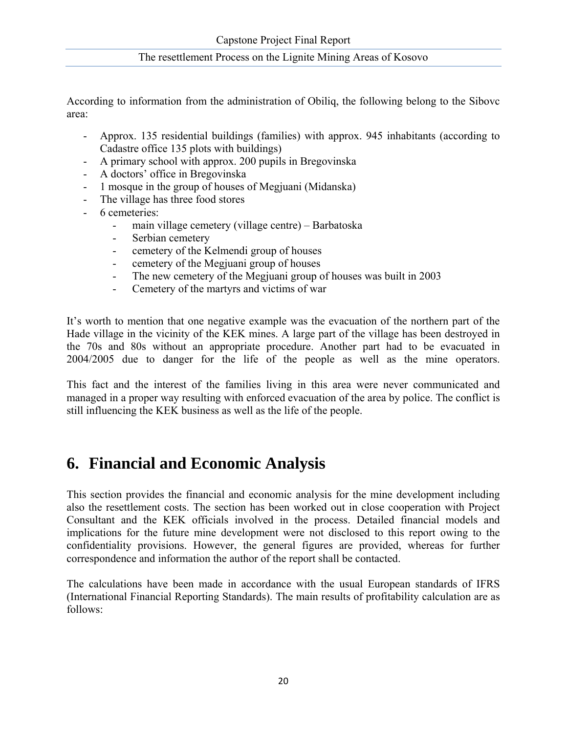According to information from the administration of Obiliq, the following belong to the Sibovc area:

- Approx. 135 residential buildings (families) with approx. 945 inhabitants (according to Cadastre office 135 plots with buildings)
- A primary school with approx. 200 pupils in Bregovinska
- A doctors' office in Bregovinska
- 1 mosque in the group of houses of Megjuani (Midanska)
- The village has three food stores
- 6 cemeteries:
    - main village cemetery (village centre) – Barbatoska
    - Serbian cemetery
    - cemetery of the Kelmendi group of houses
    - cemetery of the Megjuani group of houses
    - The new cemetery of the Megjuani group of houses was built in 2003
    - Cemetery of the martyrs and victims of war

It's worth to mention that one negative example was the evacuation of the northern part of the Hade village in the vicinity of the KEK mines. A large part of the village has been destroyed in the 70s and 80s without an appropriate procedure. Another part had to be evacuated in 2004/2005 due to danger for the life of the people as well as the mine operators.

This fact and the interest of the families living in this area were never communicated and managed in a proper way resulting with enforced evacuation of the area by police. The conflict is still influencing the KEK business as well as the life of the people.

# 6. Financial and Economic Analysis

This section provides the financial and economic analysis for the mine development including also the resettlement costs. The section has been worked out in close cooperation with Project Consultant and the KEK officials involved in the process. Detailed financial models and implications for the future mine development were not disclosed to this report owing to the confidentiality provisions. However, the general figures are provided, whereas for further correspondence and information the author of the report shall be contacted.

The calculations have been made in accordance with the usual European standards of IFRS (International Financial Reporting Standards). The main results of profitability calculation are as follows: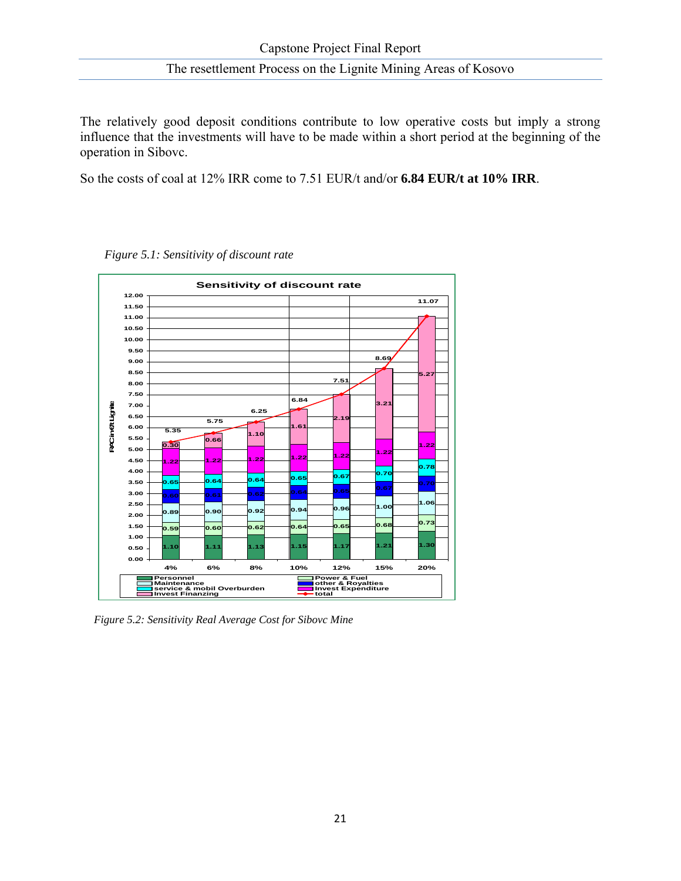The relatively good deposit conditions contribute to low operative costs but imply a strong influence that the investments will have to be made within a short period at the beginning of the operation in Sibovc.

So the costs of coal at 12% IRR come to 7.51 EUR/t and/or **6.84 EUR/t at 10% IRR**.

*Figure 5.1: Sensitivity of discount rate*

*Figure 5.2: Sensitivity Real Average Cost for Sibovc Mine*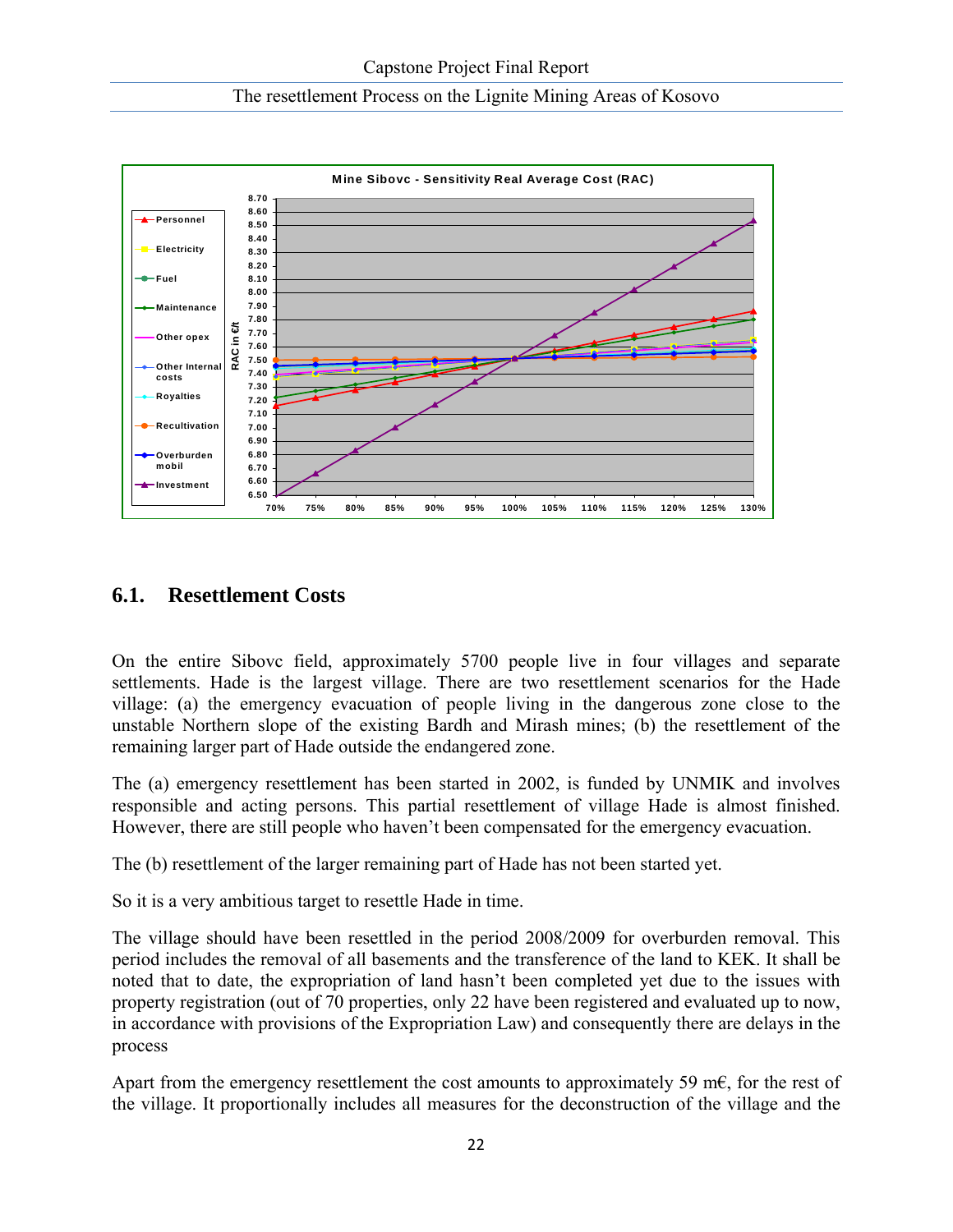Mine Sibovc - Sensitivity Real Average Cost (RAC)

## 6.1. Resettlement Costs

On the entire Sibovc field, approximately 5700 people live in four villages and separate settlements. Hade is the largest village. There are two resettlement scenarios for the Hade village: (a) the emergency evacuation of people living in the dangerous zone close to the unstable Northern slope of the existing Bardh and Mirash mines; (b) the resettlement of the remaining larger part of Hade outside the endangered zone.

The (a) emergency resettlement has been started in 2002, is funded by UNMIK and involves responsible and acting persons. This partial resettlement of village Hade is almost finished. However, there are still people who haven't been compensated for the emergency evacuation.

The (b) resettlement of the larger remaining part of Hade has not been started yet.

So it is a very ambitious target to resettle Hade in time.

The village should have been resettled in the period 2008/2009 for overburden removal. This period includes the removal of all basements and the transference of the land to KEK. It shall be noted that to date, the expropriation of land hasn't been completed yet due to the issues with property registration (out of 70 properties, only 22 have been registered and evaluated up to now, in accordance with provisions of the Expropriation Law) and consequently there are delays in the process

Apart from the emergency resettlement the cost amounts to approximately 59 m€, for the rest of the village. It proportionally includes all measures for the deconstruction of the village and the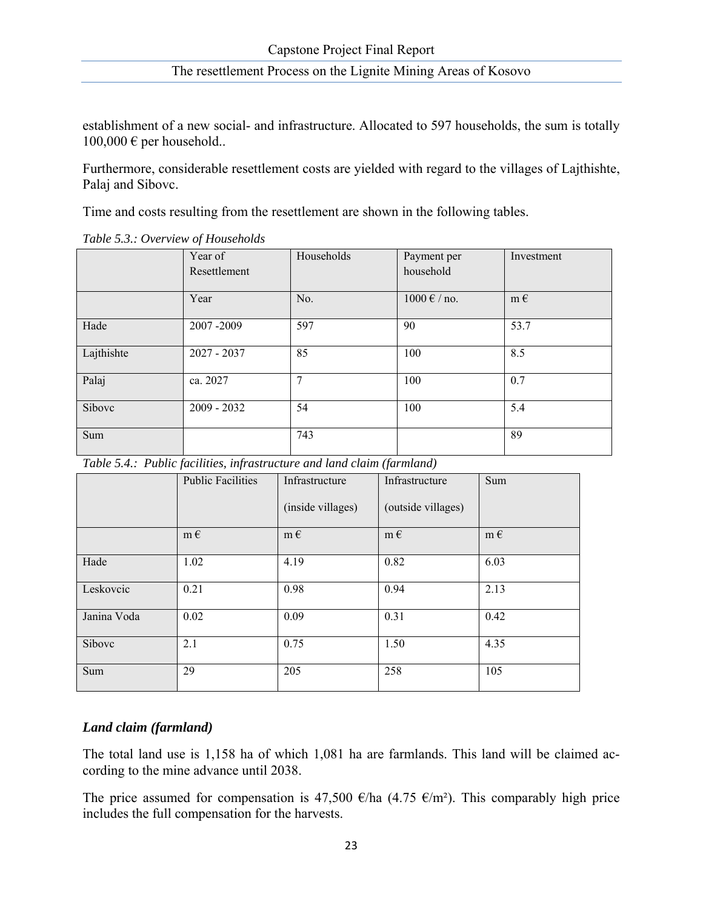establishment of a new social- and infrastructure. Allocated to 597 households, the sum is totally 100,000 € per household..

Furthermore, considerable resettlement costs are yielded with regard to the villages of Lajthishte, Palaj and Sibovc.

Time and costs resulting from the resettlement are shown in the following tables.

*Table 5.3.: Overview of Households*

| | Year of Resettlement | Households | Payment per household | Investment |
|---|---|---|---|---|
| | Year | No. | 1000 € / no. | m € |
| Hade | 2007 -2009 | 597 | 90 | 53.7 |
| Lajthishte | 2027 - 2037 | 85 | 100 | 8.5 |
| Palaj | ca. 2027 | 7 | 100 | 0.7 |
| Sibovc | 2009 - 2032 | 54 | 100 | 5.4 |
| Sum | | 743 | | 89 |

*Table 5.4.: Public facilities, infrastructure and land claim (farmland)*

| | Public Facilities | Infrastructure (inside villages) | Infrastructure (outside villages) | Sum |
|---|---|---|---|---|
| | m € | m € | m € | m € |
| Hade | 1.02 | 4.19 | 0.82 | 6.03 |
| Leskovcic | 0.21 | 0.98 | 0.94 | 2.13 |
| Janina Voda | 0.02 | 0.09 | 0.31 | 0.42 |
| Sibovc | 2.1 | 0.75 | 1.50 | 4.35 |
| Sum | 29 | 205 | 258 | 105 |

### *Land claim (farmland)*

The total land use is 1,158 ha of which 1,081 ha are farmlands. This land will be claimed according to the mine advance until 2038.

The price assumed for compensation is 47,500 €/ha (4.75 €/m²). This comparably high price includes the full compensation for the harvests.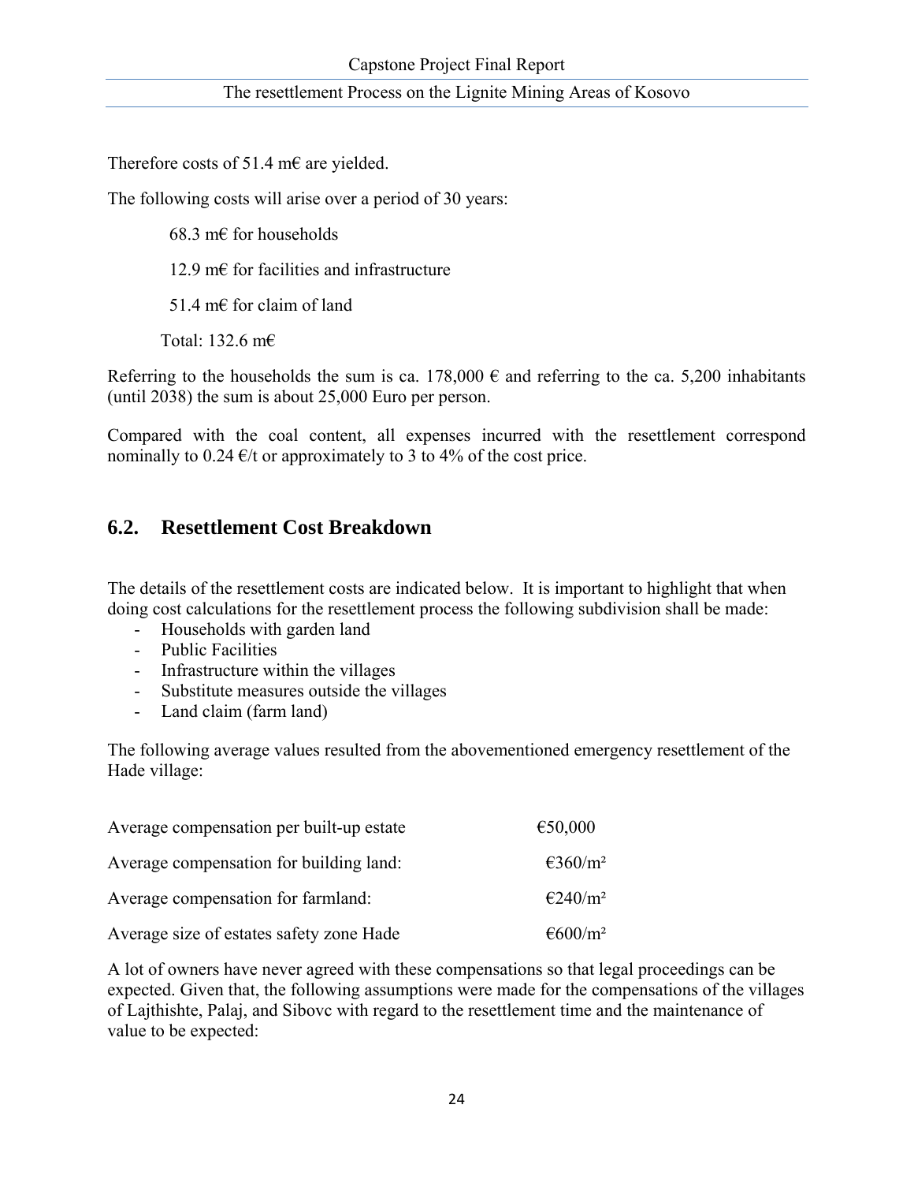Therefore costs of 51.4 m€ are yielded.

The following costs will arise over a period of 30 years:

68.3 m€ for households

12.9 m€ for facilities and infrastructure

51.4 m€ for claim of land

Total: 132.6 m€

Referring to the households the sum is ca. 178,000 € and referring to the ca. 5,200 inhabitants (until 2038) the sum is about 25,000 Euro per person.

Compared with the coal content, all expenses incurred with the resettlement correspond nominally to 0.24 €/t or approximately to 3 to 4% of the cost price.

## 6.2. Resettlement Cost Breakdown

The details of the resettlement costs are indicated below. It is important to highlight that when doing cost calculations for the resettlement process the following subdivision shall be made:

- Households with garden land
- Public Facilities
- Infrastructure within the villages
- Substitute measures outside the villages
- Land claim (farm land)

The following average values resulted from the abovementioned emergency resettlement of the Hade village:

| | |
|---|---|
| Average compensation per built-up estate | €50,000 |
| Average compensation for building land: | €360/m² |
| Average compensation for farmland: | €240/m² |
| Average size of estates safety zone Hade | €600/m² |

A lot of owners have never agreed with these compensations so that legal proceedings can be expected. Given that, the following assumptions were made for the compensations of the villages of Lajthishte, Palaj, and Sibovc with regard to the resettlement time and the maintenance of value to be expected: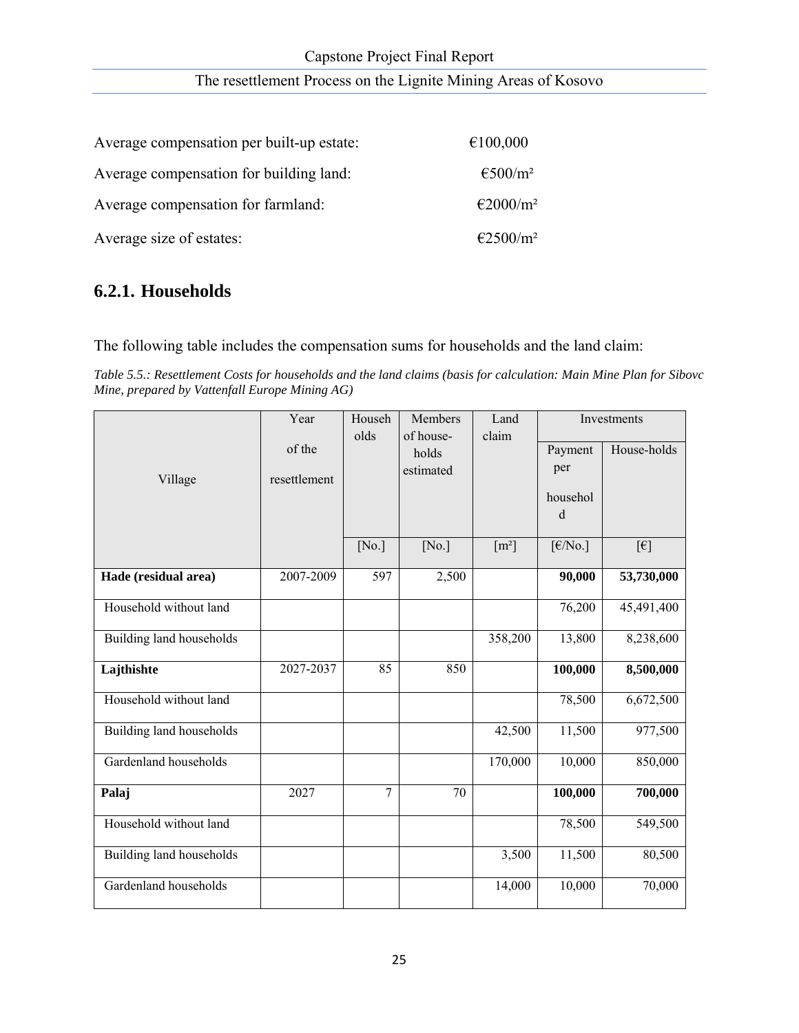Average compensation per built-up estate: €100,000

Average compensation for building land: €500/m²

Average compensation for farmland: €2000/m²

Average size of estates: €2500/m²

### 6.2.1. Households

The following table includes the compensation sums for households and the land claim:

*Table 5.5.: Resettlement Costs for households and the land claims (basis for calculation: Main Mine Plan for Sibovc Mine, prepared by Vattenfall Europe Mining AG)*

| Village | Year of the resettlement | Households | Members of households estimated | Land claim | Investments | |
|---|---|---|---|---|---|---|
| | | | | | Payment per household | House-holds |
| | | [No.] | [No.] | [m²] | [€/No.] | [€] |
| **Hade (residual area)** | 2007-2009 | 597 | 2,500 | | **90,000** | **53,730,000** |
| Household without land | | | | | 76,200 | 45,491,400 |
| Building land households | | | | 358,200 | 13,800 | 8,238,600 |
| **Lajthishte** | 2027-2037 | 85 | 850 | | **100,000** | **8,500,000** |
| Household without land | | | | | 78,500 | 6,672,500 |
| Building land households | | | | 42,500 | 11,500 | 977,500 |
| Gardenland households | | | | 170,000 | 10,000 | 850,000 |
| **Palaj** | 2027 | 7 | 70 | | **100,000** | **700,000** |
| Household without land | | | | | 78,500 | 549,500 |
| Building land households | | | | 3,500 | 11,500 | 80,500 |
| Gardenland households | | | | 14,000 | 10,000 | 70,000 |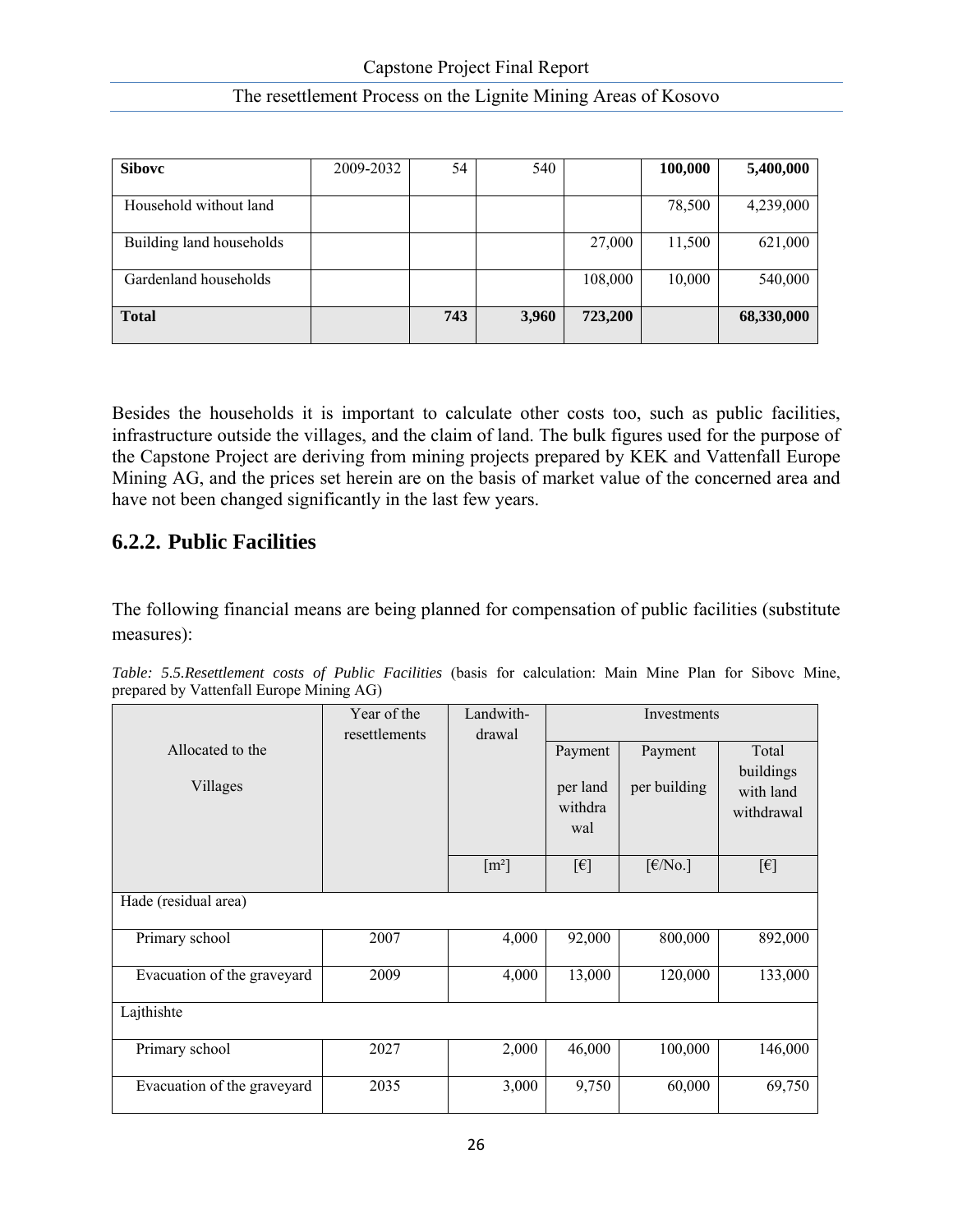| **Sibovc** | 2009-2032 | 54 | 540 | | **100,000** | **5,400,000** |
|---|---|---|---|---|---|---|
| Household without land | | | | | 78,500 | 4,239,000 |
| Building land households | | | | 27,000 | 11,500 | 621,000 |
| Gardenland households | | | | 108,000 | 10,000 | 540,000 |
| **Total** | | **743** | **3,960** | **723,200** | | **68,330,000** |

Besides the households it is important to calculate other costs too, such as public facilities, infrastructure outside the villages, and the claim of land. The bulk figures used for the purpose of the Capstone Project are deriving from mining projects prepared by KEK and Vattenfall Europe Mining AG, and the prices set herein are on the basis of market value of the concerned area and have not been changed significantly in the last few years.

## 6.2.2. Public Facilities

The following financial means are being planned for compensation of public facilities (substitute measures):

*Table: 5.5.Resettlement costs of Public Facilities* (basis for calculation: Main Mine Plan for Sibovc Mine, prepared by Vattenfall Europe Mining AG)

| Allocated to the Villages | Year of the resettlements | Landwith-drawal | Investments | | |
|---|---|---|---|---|---|
| | | | Payment per land withdrawal | Payment per building | Total buildings with land withdrawal |
| | | [m²] | [€] | [€/No.] | [€] |
| Hade (residual area) | | | | | |
| Primary school | 2007 | 4,000 | 92,000 | 800,000 | 892,000 |
| Evacuation of the graveyard | 2009 | 4,000 | 13,000 | 120,000 | 133,000 |
| Lajthishte | | | | | |
| Primary school | 2027 | 2,000 | 46,000 | 100,000 | 146,000 |
| Evacuation of the graveyard | 2035 | 3,000 | 9,750 | 60,000 | 69,750 |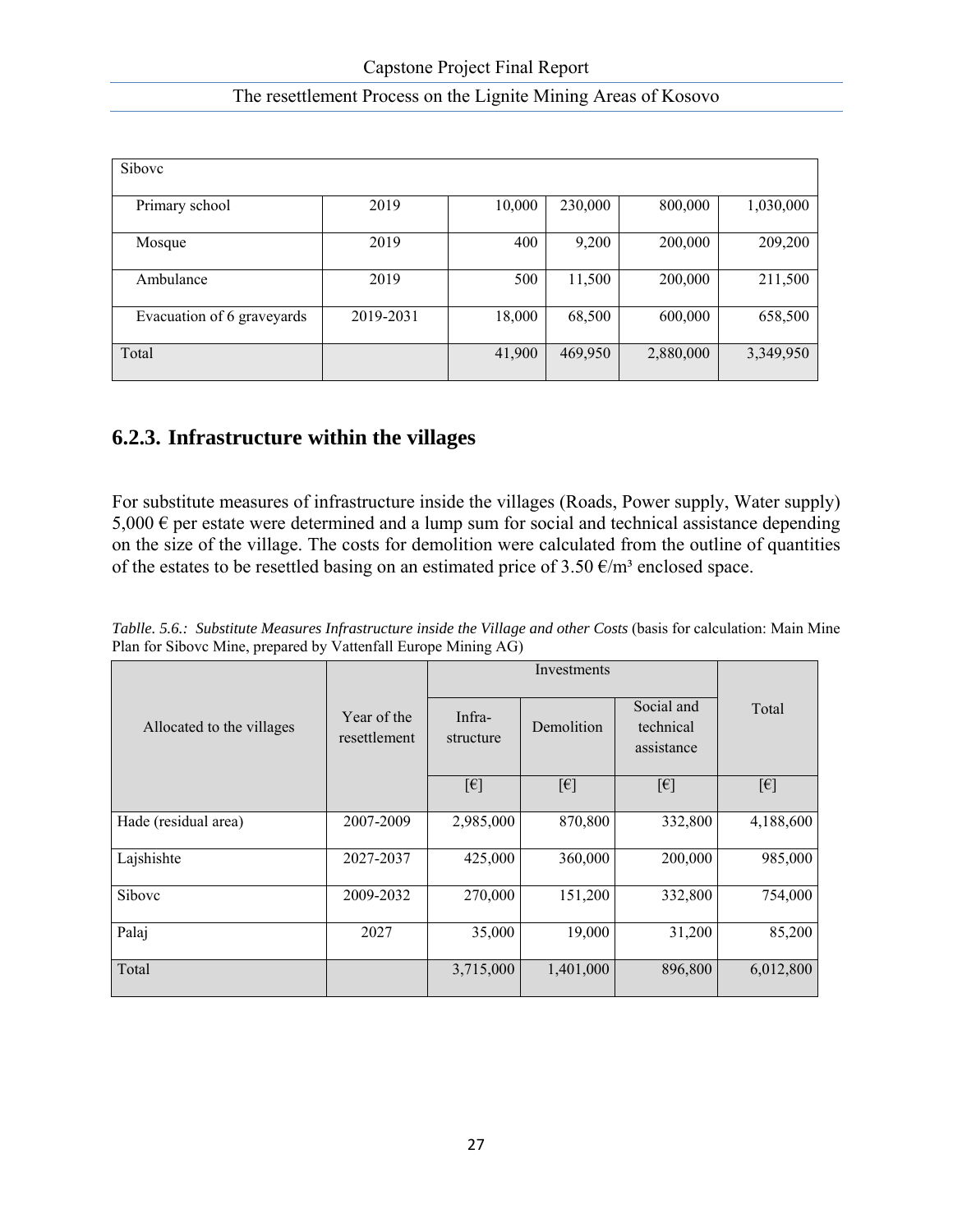| Sibovc | | | | | |
|---|---|---|---|---|---|
| Primary school | 2019 | 10,000 | 230,000 | 800,000 | 1,030,000 |
| Mosque | 2019 | 400 | 9,200 | 200,000 | 209,200 |
| Ambulance | 2019 | 500 | 11,500 | 200,000 | 211,500 |
| Evacuation of 6 graveyards | 2019-2031 | 18,000 | 68,500 | 600,000 | 658,500 |
| Total | | 41,900 | 469,950 | 2,880,000 | 3,349,950 |

## 6.2.3. Infrastructure within the villages

For substitute measures of infrastructure inside the villages (Roads, Power supply, Water supply) 5,000 € per estate were determined and a lump sum for social and technical assistance depending on the size of the village. The costs for demolition were calculated from the outline of quantities of the estates to be resettled basing on an estimated price of 3.50 €/m³ enclosed space.

*Tablle. 5.6.: Substitute Measures Infrastructure inside the Village and other Costs* (basis for calculation: Main Mine Plan for Sibovc Mine, prepared by Vattenfall Europe Mining AG)

| Allocated to the villages | Year of the resettlement | Investments | | | Total |
|---|---|---|---|---|---|
| | | Infra-structure | Demolition | Social and technical assistance | |
| | | [€] | [€] | [€] | [€] |
| Hade (residual area) | 2007-2009 | 2,985,000 | 870,800 | 332,800 | 4,188,600 |
| Lajshishte | 2027-2037 | 425,000 | 360,000 | 200,000 | 985,000 |
| Sibovc | 2009-2032 | 270,000 | 151,200 | 332,800 | 754,000 |
| Palaj | 2027 | 35,000 | 19,000 | 31,200 | 85,200 |
| Total | | 3,715,000 | 1,401,000 | 896,800 | 6,012,800 |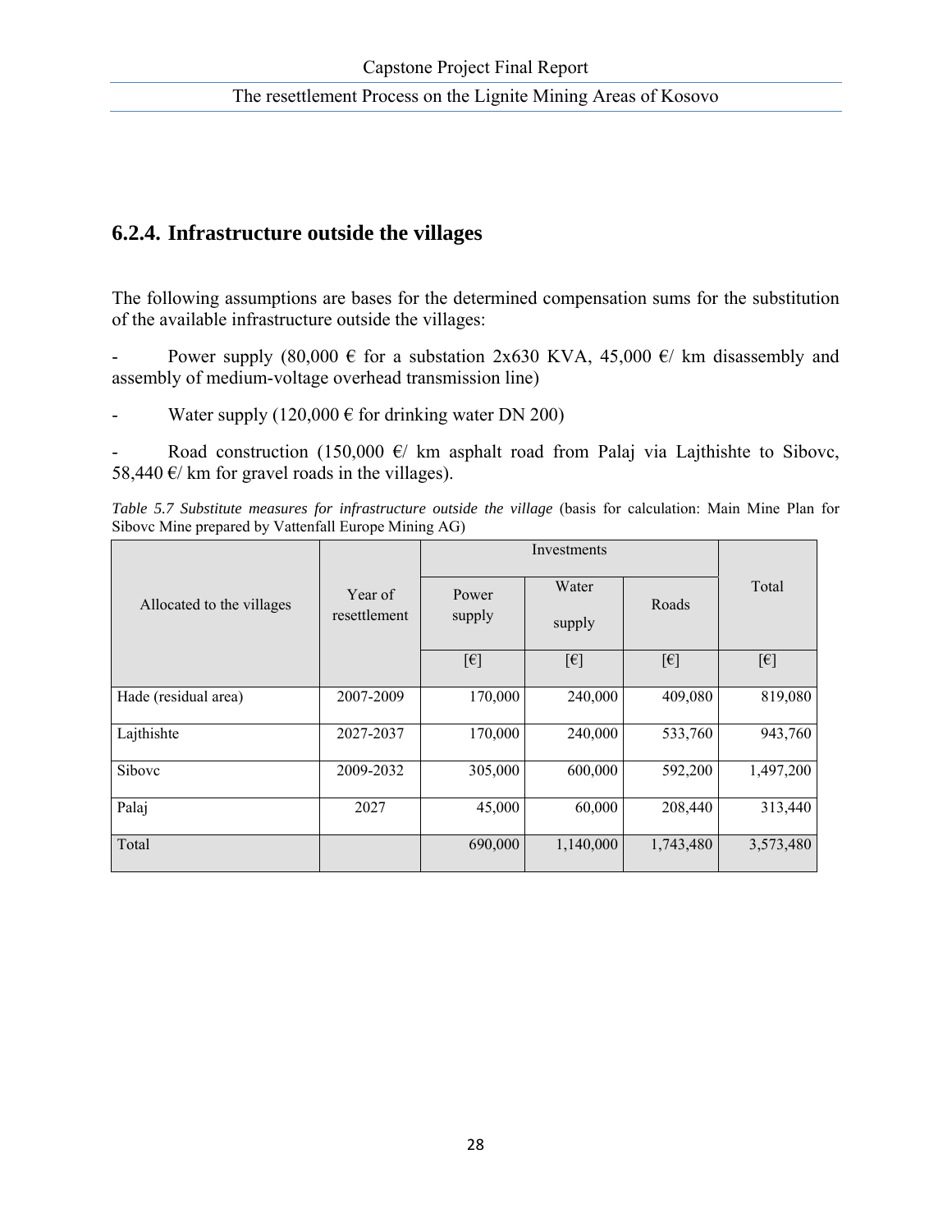### 6.2.4. Infrastructure outside the villages

The following assumptions are bases for the determined compensation sums for the substitution of the available infrastructure outside the villages:

- Power supply (80,000 € for a substation 2x630 KVA, 45,000 €/ km disassembly and assembly of medium-voltage overhead transmission line)
- Water supply (120,000 € for drinking water DN 200)
- Road construction (150,000 €/ km asphalt road from Palaj via Lajthishte to Sibovc, 58,440 €/ km for gravel roads in the villages).

*Table 5.7 Substitute measures for infrastructure outside the village* (basis for calculation: Main Mine Plan for Sibovc Mine prepared by Vattenfall Europe Mining AG)

| Allocated to the villages | Year of resettlement | Investments | | | Total |
|---|---|---|---|---|---|
| | | Power supply | Water supply | Roads | |
| | | [€] | [€] | [€] | [€] |
| Hade (residual area) | 2007-2009 | 170,000 | 240,000 | 409,080 | 819,080 |
| Lajthishte | 2027-2037 | 170,000 | 240,000 | 533,760 | 943,760 |
| Sibovc | 2009-2032 | 305,000 | 600,000 | 592,200 | 1,497,200 |
| Palaj | 2027 | 45,000 | 60,000 | 208,440 | 313,440 |
| Total | | 690,000 | 1,140,000 | 1,743,480 | 3,573,480 |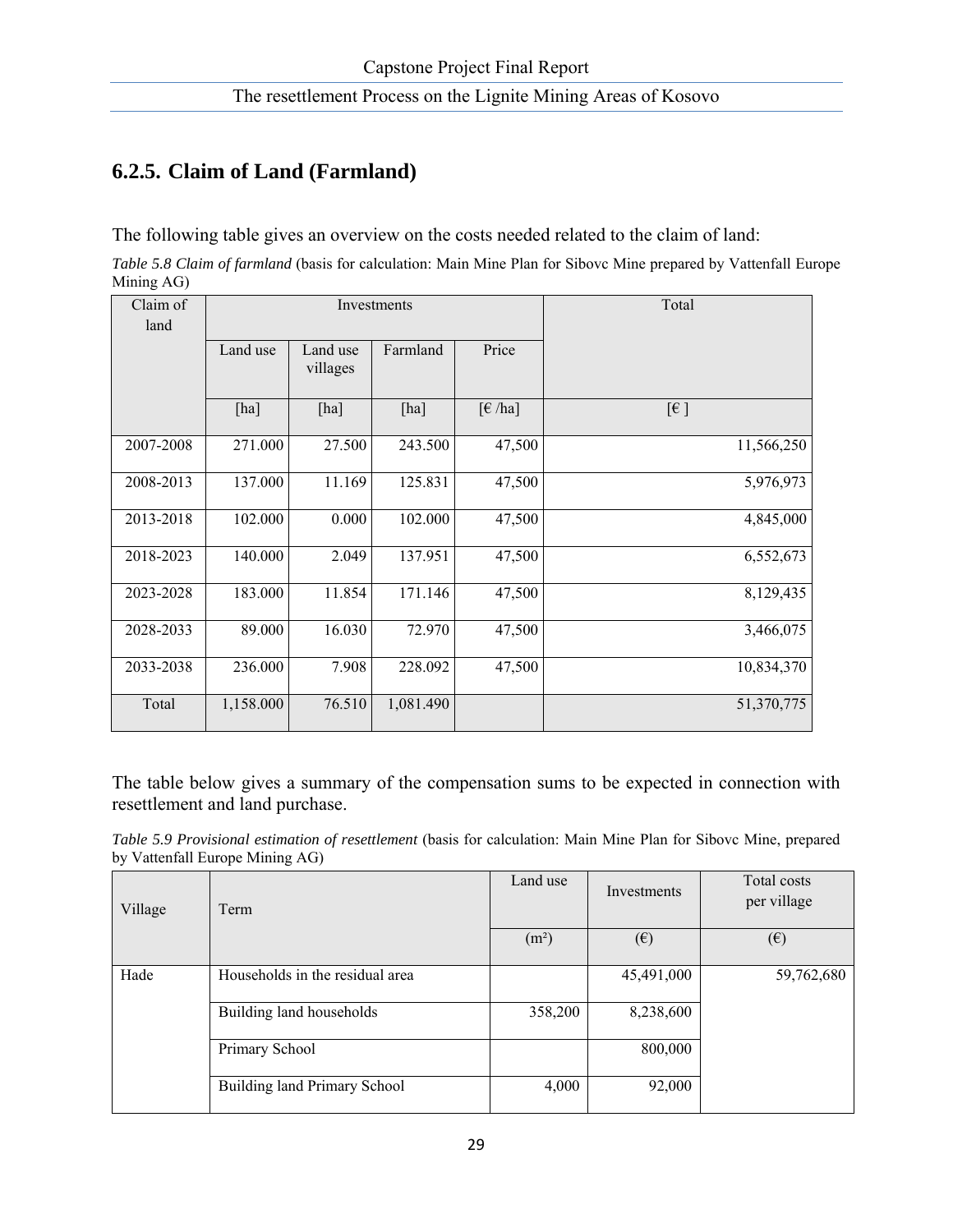## 6.2.5. Claim of Land (Farmland)

The following table gives an overview on the costs needed related to the claim of land:

*Table 5.8 Claim of farmland* (basis for calculation: Main Mine Plan for Sibovc Mine prepared by Vattenfall Europe Mining AG)

| Claim of land | Investments | | | | Total |
|---|---|---|---|---|---|
| | Land use | Land use villages | Farmland | Price | |
| | [ha] | [ha] | [ha] | [€ /ha] | [€ ] |
| 2007-2008 | 271.000 | 27.500 | 243.500 | 47,500 | 11,566,250 |
| 2008-2013 | 137.000 | 11.169 | 125.831 | 47,500 | 5,976,973 |
| 2013-2018 | 102.000 | 0.000 | 102.000 | 47,500 | 4,845,000 |
| 2018-2023 | 140.000 | 2.049 | 137.951 | 47,500 | 6,552,673 |
| 2023-2028 | 183.000 | 11.854 | 171.146 | 47,500 | 8,129,435 |
| 2028-2033 | 89.000 | 16.030 | 72.970 | 47,500 | 3,466,075 |
| 2033-2038 | 236.000 | 7.908 | 228.092 | 47,500 | 10,834,370 |
| Total | 1,158.000 | 76.510 | 1,081.490 | | 51,370,775 |

The table below gives a summary of the compensation sums to be expected in connection with resettlement and land purchase.

*Table 5.9 Provisional estimation of resettlement* (basis for calculation: Main Mine Plan for Sibovc Mine, prepared by Vattenfall Europe Mining AG)

| Village | Term | Land use | Investments | Total costs per village |
|---|---|---|---|---|
| | | (m²) | (€) | (€) |
| Hade | Households in the residual area | | 45,491,000 | 59,762,680 |
| | Building land households | 358,200 | 8,238,600 | |
| | Primary School | | 800,000 | |
| | Building land Primary School | 4,000 | 92,000 | |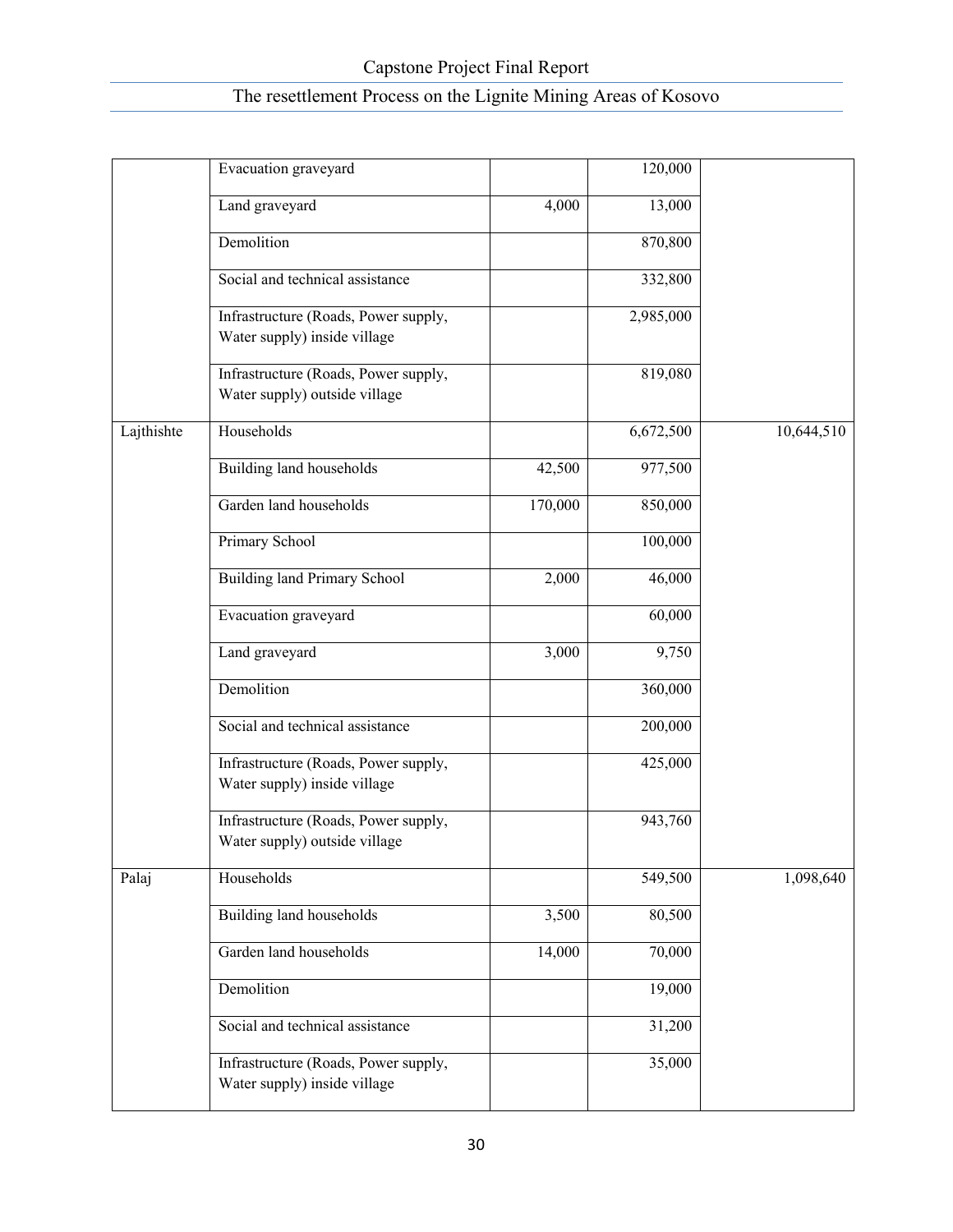| | Evacuation graveyard | | 120,000 | |
|---|---|---|---|---|
| | Land graveyard | 4,000 | 13,000 | |
| | Demolition | | 870,800 | |
| | Social and technical assistance | | 332,800 | |
| | Infrastructure (Roads, Power supply, Water supply) inside village | | 2,985,000 | |
| | Infrastructure (Roads, Power supply, Water supply) outside village | | 819,080 | |
| Lajthishte | Households | | 6,672,500 | 10,644,510 |
| | Building land households | 42,500 | 977,500 | |
| | Garden land households | 170,000 | 850,000 | |
| | Primary School | | 100,000 | |
| | Building land Primary School | 2,000 | 46,000 | |
| | Evacuation graveyard | | 60,000 | |
| | Land graveyard | 3,000 | 9,750 | |
| | Demolition | | 360,000 | |
| | Social and technical assistance | | 200,000 | |
| | Infrastructure (Roads, Power supply, Water supply) inside village | | 425,000 | |
| | Infrastructure (Roads, Power supply, Water supply) outside village | | 943,760 | |
| Palaj | Households | | 549,500 | 1,098,640 |
| | Building land households | 3,500 | 80,500 | |
| | Garden land households | 14,000 | 70,000 | |
| | Demolition | | 19,000 | |
| | Social and technical assistance | | 31,200 | |
| | Infrastructure (Roads, Power supply, Water supply) inside village | | 35,000 | |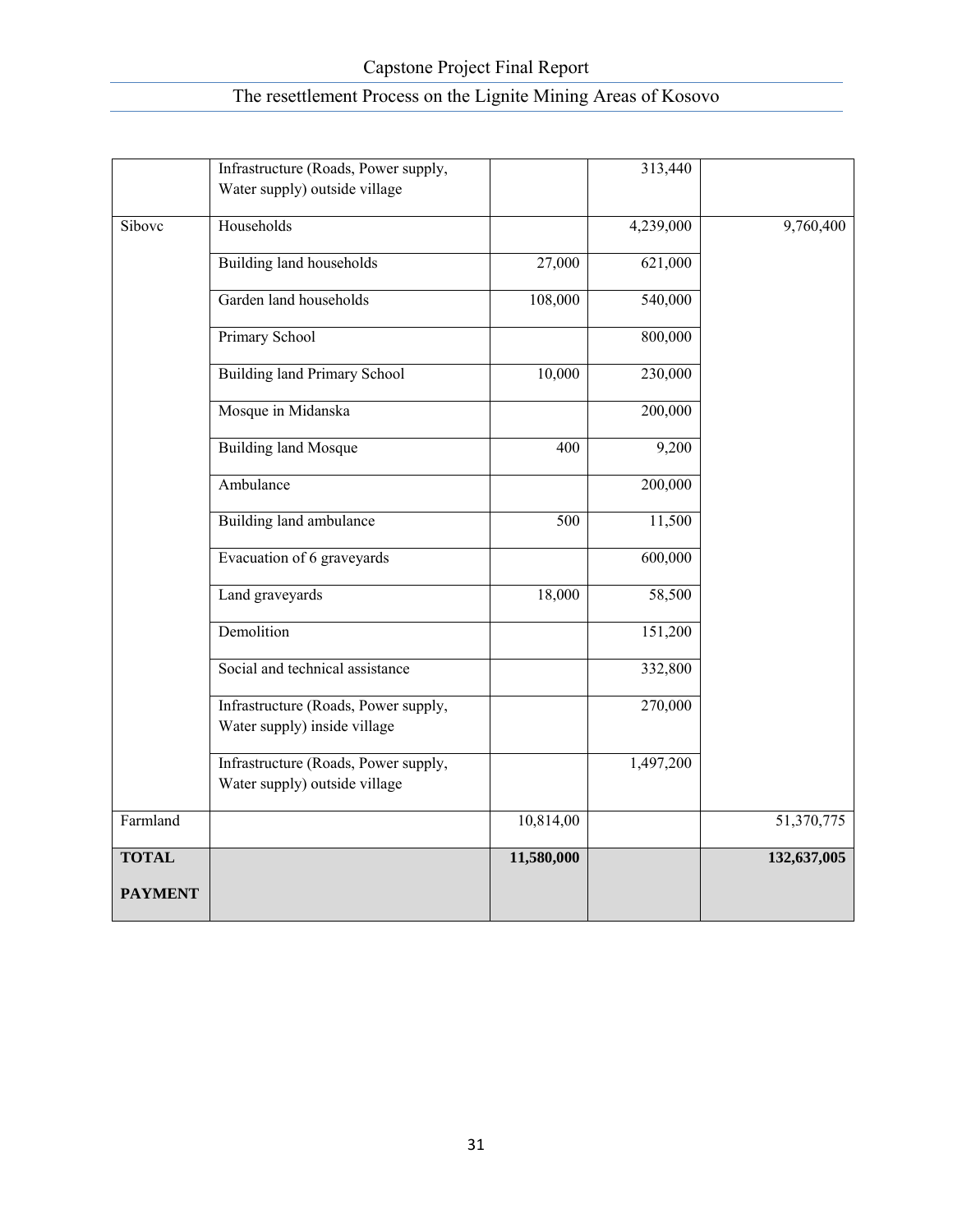| | | | | |
|---|---|---|---|---|
| | Infrastructure (Roads, Power supply, Water supply) outside village | | 313,440 | |
| Sibovc | Households | | 4,239,000 | 9,760,400 |
| | Building land households | 27,000 | 621,000 | |
| | Garden land households | 108,000 | 540,000 | |
| | Primary School | | 800,000 | |
| | Building land Primary School | 10,000 | 230,000 | |
| | Mosque in Midanska | | 200,000 | |
| | Building land Mosque | 400 | 9,200 | |
| | Ambulance | | 200,000 | |
| | Building land ambulance | 500 | 11,500 | |
| | Evacuation of 6 graveyards | | 600,000 | |
| | Land graveyards | 18,000 | 58,500 | |
| | Demolition | | 151,200 | |
| | Social and technical assistance | | 332,800 | |
| | Infrastructure (Roads, Power supply, Water supply) inside village | | 270,000 | |
| | Infrastructure (Roads, Power supply, Water supply) outside village | | 1,497,200 | |
| Farmland | | 10,814,00 | | 51,370,775 |
| **TOTAL PAYMENT** | | **11,580,000** | | **132,637,005** |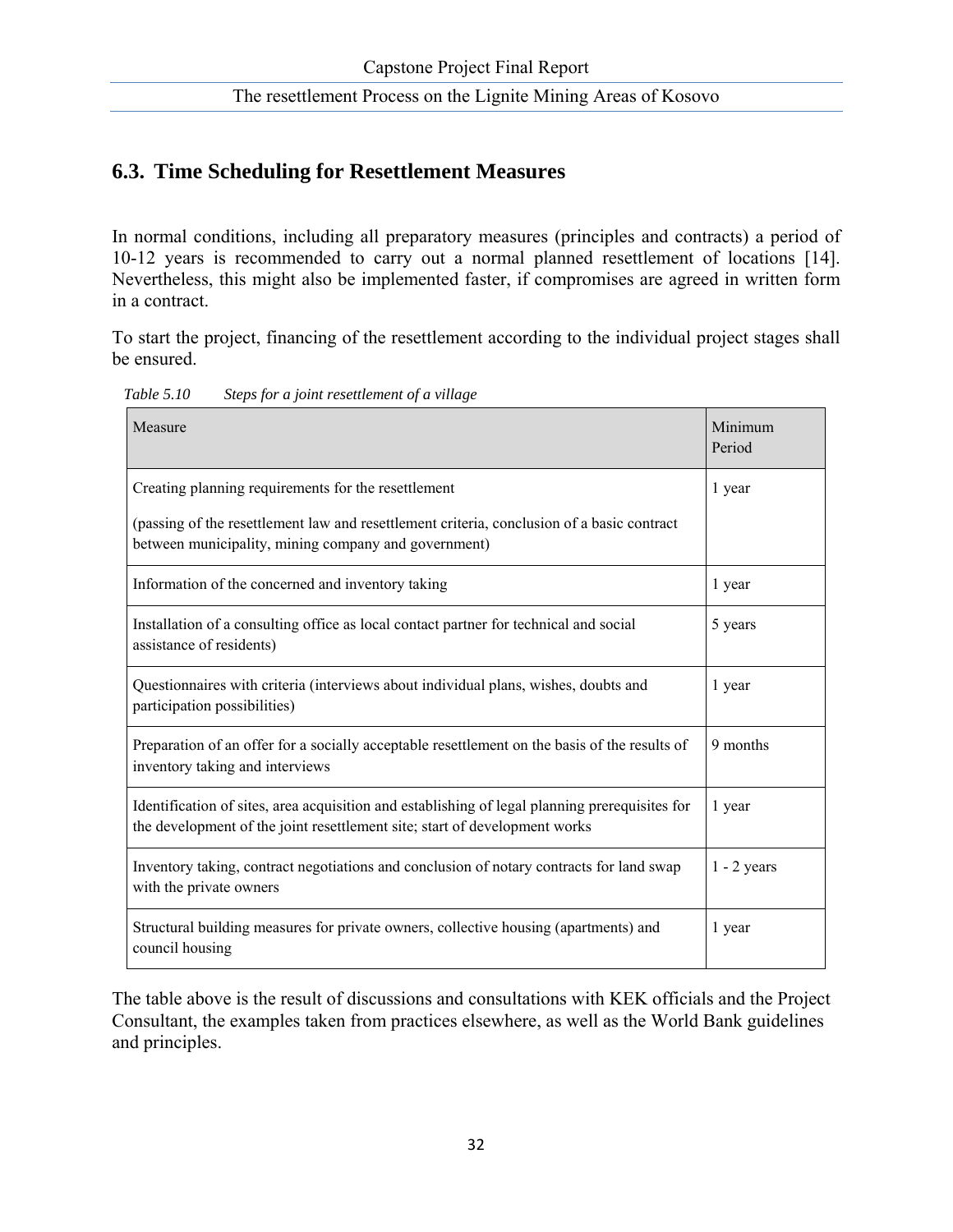## 6.3. Time Scheduling for Resettlement Measures

In normal conditions, including all preparatory measures (principles and contracts) a period of 10-12 years is recommended to carry out a normal planned resettlement of locations [14]. Nevertheless, this might also be implemented faster, if compromises are agreed in written form in a contract.

To start the project, financing of the resettlement according to the individual project stages shall be ensured.

*Table 5.10 Steps for a joint resettlement of a village*

| Measure | Minimum Period |
| --- | --- |
| Creating planning requirements for the resettlement<br><br>(passing of the resettlement law and resettlement criteria, conclusion of a basic contract between municipality, mining company and government) | 1 year |
| Information of the concerned and inventory taking | 1 year |
| Installation of a consulting office as local contact partner for technical and social assistance of residents) | 5 years |
| Questionnaires with criteria (interviews about individual plans, wishes, doubts and participation possibilities) | 1 year |
| Preparation of an offer for a socially acceptable resettlement on the basis of the results of inventory taking and interviews | 9 months |
| Identification of sites, area acquisition and establishing of legal planning prerequisites for the development of the joint resettlement site; start of development works | 1 year |
| Inventory taking, contract negotiations and conclusion of notary contracts for land swap with the private owners | 1 - 2 years |
| Structural building measures for private owners, collective housing (apartments) and council housing | 1 year |

The table above is the result of discussions and consultations with KEK officials and the Project Consultant, the examples taken from practices elsewhere, as well as the World Bank guidelines and principles.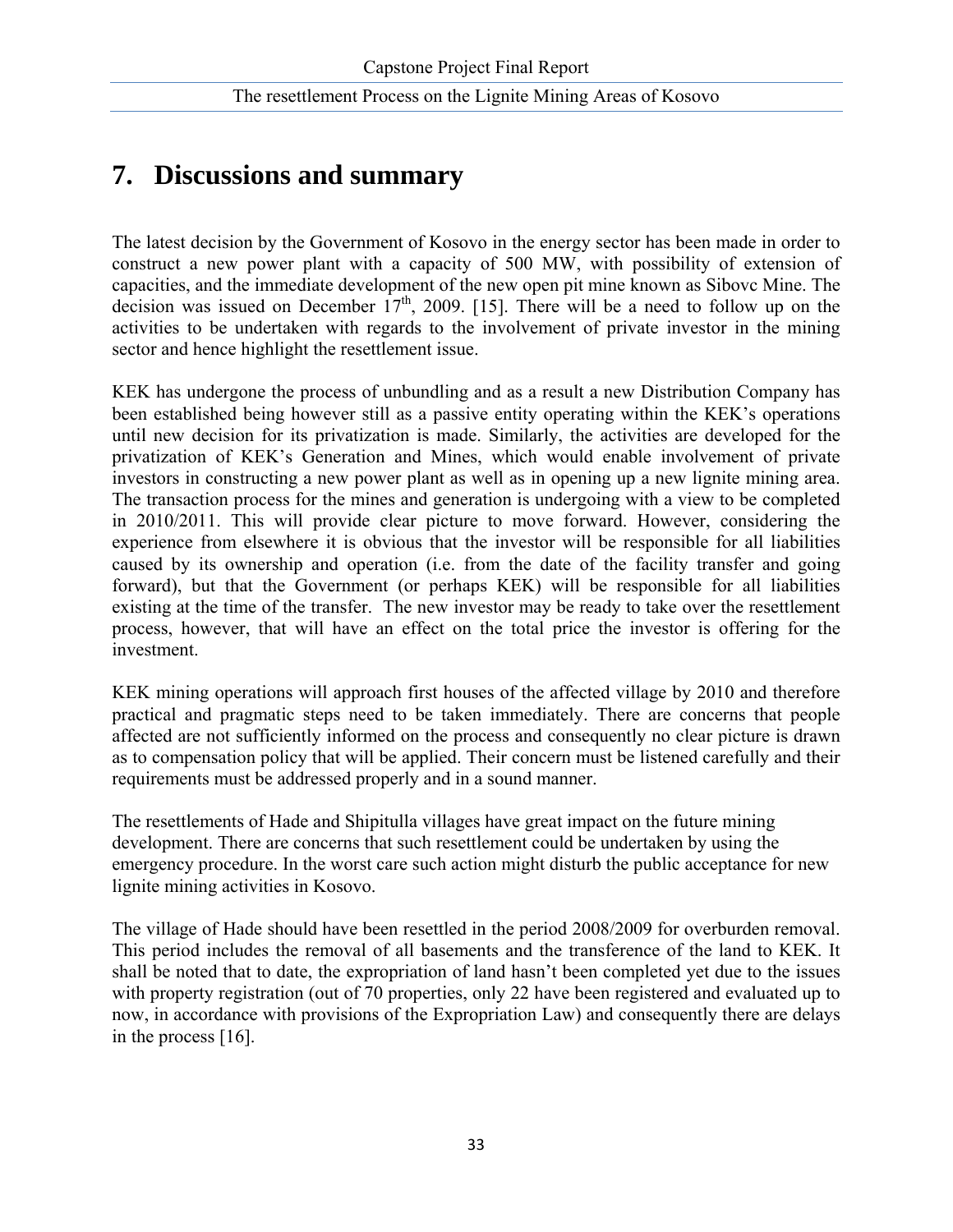# 7. Discussions and summary

The latest decision by the Government of Kosovo in the energy sector has been made in order to construct a new power plant with a capacity of 500 MW, with possibility of extension of capacities, and the immediate development of the new open pit mine known as Sibovc Mine. The decision was issued on December 17$^{th}$, 2009. [15]. There will be a need to follow up on the activities to be undertaken with regards to the involvement of private investor in the mining sector and hence highlight the resettlement issue.

KEK has undergone the process of unbundling and as a result a new Distribution Company has been established being however still as a passive entity operating within the KEK's operations until new decision for its privatization is made. Similarly, the activities are developed for the privatization of KEK's Generation and Mines, which would enable involvement of private investors in constructing a new power plant as well as in opening up a new lignite mining area. The transaction process for the mines and generation is undergoing with a view to be completed in 2010/2011. This will provide clear picture to move forward. However, considering the experience from elsewhere it is obvious that the investor will be responsible for all liabilities caused by its ownership and operation (i.e. from the date of the facility transfer and going forward), but that the Government (or perhaps KEK) will be responsible for all liabilities existing at the time of the transfer. The new investor may be ready to take over the resettlement process, however, that will have an effect on the total price the investor is offering for the investment.

KEK mining operations will approach first houses of the affected village by 2010 and therefore practical and pragmatic steps need to be taken immediately. There are concerns that people affected are not sufficiently informed on the process and consequently no clear picture is drawn as to compensation policy that will be applied. Their concern must be listened carefully and their requirements must be addressed properly and in a sound manner.

The resettlements of Hade and Shipitulla villages have great impact on the future mining development. There are concerns that such resettlement could be undertaken by using the emergency procedure. In the worst care such action might disturb the public acceptance for new lignite mining activities in Kosovo.

The village of Hade should have been resettled in the period 2008/2009 for overburden removal. This period includes the removal of all basements and the transference of the land to KEK. It shall be noted that to date, the expropriation of land hasn't been completed yet due to the issues with property registration (out of 70 properties, only 22 have been registered and evaluated up to now, in accordance with provisions of the Expropriation Law) and consequently there are delays in the process [16].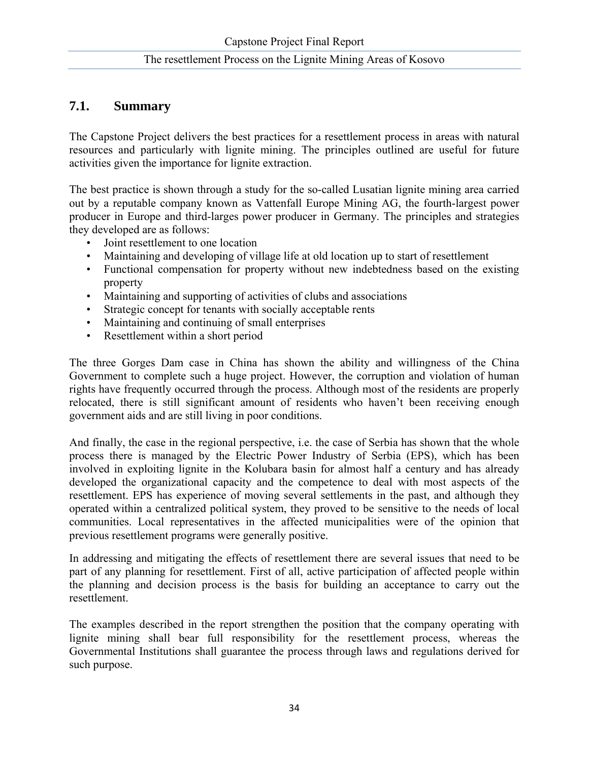## 7.1. Summary

The Capstone Project delivers the best practices for a resettlement process in areas with natural resources and particularly with lignite mining. The principles outlined are useful for future activities given the importance for lignite extraction.

The best practice is shown through a study for the so-called Lusatian lignite mining area carried out by a reputable company known as Vattenfall Europe Mining AG, the fourth-largest power producer in Europe and third-larges power producer in Germany. The principles and strategies they developed are as follows:

- Joint resettlement to one location
- Maintaining and developing of village life at old location up to start of resettlement
- Functional compensation for property without new indebtedness based on the existing property
- Maintaining and supporting of activities of clubs and associations
- Strategic concept for tenants with socially acceptable rents
- Maintaining and continuing of small enterprises
- Resettlement within a short period

The three Gorges Dam case in China has shown the ability and willingness of the China Government to complete such a huge project. However, the corruption and violation of human rights have frequently occurred through the process. Although most of the residents are properly relocated, there is still significant amount of residents who haven't been receiving enough government aids and are still living in poor conditions.

And finally, the case in the regional perspective, i.e. the case of Serbia has shown that the whole process there is managed by the Electric Power Industry of Serbia (EPS), which has been involved in exploiting lignite in the Kolubara basin for almost half a century and has already developed the organizational capacity and the competence to deal with most aspects of the resettlement. EPS has experience of moving several settlements in the past, and although they operated within a centralized political system, they proved to be sensitive to the needs of local communities. Local representatives in the affected municipalities were of the opinion that previous resettlement programs were generally positive.

In addressing and mitigating the effects of resettlement there are several issues that need to be part of any planning for resettlement. First of all, active participation of affected people within the planning and decision process is the basis for building an acceptance to carry out the resettlement.

The examples described in the report strengthen the position that the company operating with lignite mining shall bear full responsibility for the resettlement process, whereas the Governmental Institutions shall guarantee the process through laws and regulations derived for such purpose.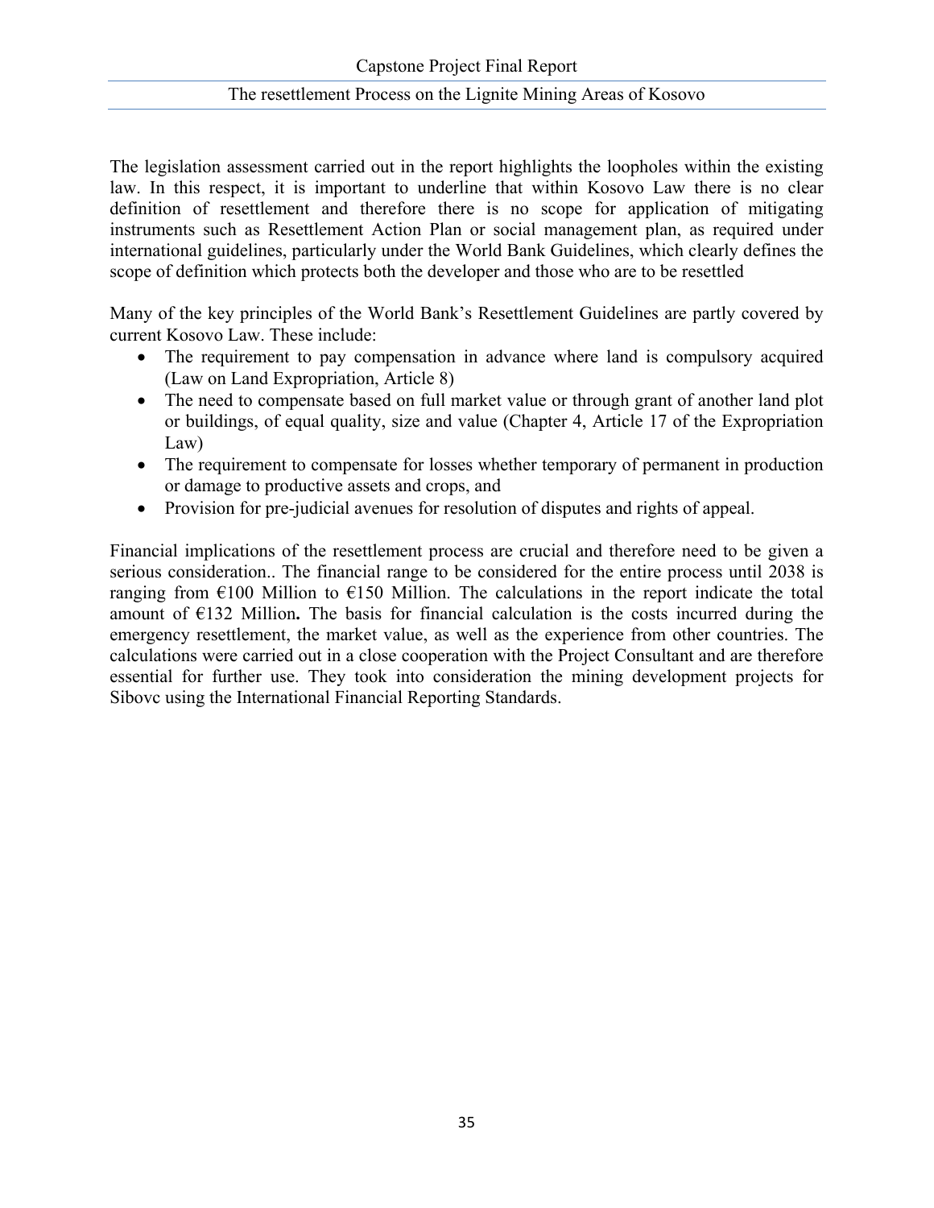The legislation assessment carried out in the report highlights the loopholes within the existing law. In this respect, it is important to underline that within Kosovo Law there is no clear definition of resettlement and therefore there is no scope for application of mitigating instruments such as Resettlement Action Plan or social management plan, as required under international guidelines, particularly under the World Bank Guidelines, which clearly defines the scope of definition which protects both the developer and those who are to be resettled

Many of the key principles of the World Bank's Resettlement Guidelines are partly covered by current Kosovo Law. These include:

- The requirement to pay compensation in advance where land is compulsory acquired (Law on Land Expropriation, Article 8)
- The need to compensate based on full market value or through grant of another land plot or buildings, of equal quality, size and value (Chapter 4, Article 17 of the Expropriation Law)
- The requirement to compensate for losses whether temporary of permanent in production or damage to productive assets and crops, and
- Provision for pre-judicial avenues for resolution of disputes and rights of appeal.

Financial implications of the resettlement process are crucial and therefore need to be given a serious consideration.. The financial range to be considered for the entire process until 2038 is ranging from €100 Million to €150 Million. The calculations in the report indicate the total amount of €132 Million**.** The basis for financial calculation is the costs incurred during the emergency resettlement, the market value, as well as the experience from other countries. The calculations were carried out in a close cooperation with the Project Consultant and are therefore essential for further use. They took into consideration the mining development projects for Sibovc using the International Financial Reporting Standards.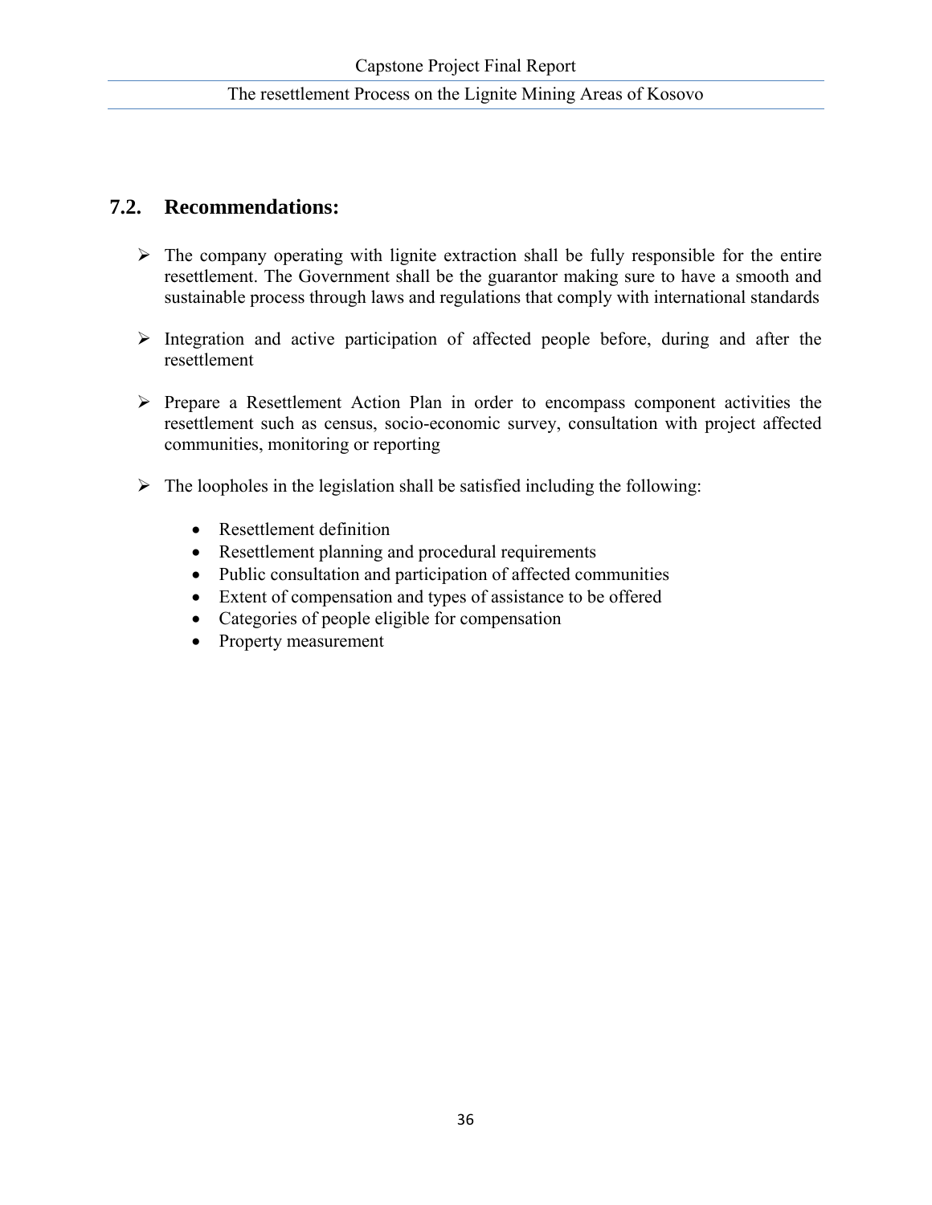## 7.2. Recommendations:

- The company operating with lignite extraction shall be fully responsible for the entire resettlement. The Government shall be the guarantor making sure to have a smooth and sustainable process through laws and regulations that comply with international standards

- Integration and active participation of affected people before, during and after the resettlement

- Prepare a Resettlement Action Plan in order to encompass component activities the resettlement such as census, socio-economic survey, consultation with project affected communities, monitoring or reporting

- The loopholes in the legislation shall be satisfied including the following:

    - Resettlement definition
    - Resettlement planning and procedural requirements
    - Public consultation and participation of affected communities
    - Extent of compensation and types of assistance to be offered
    - Categories of people eligible for compensation
    - Property measurement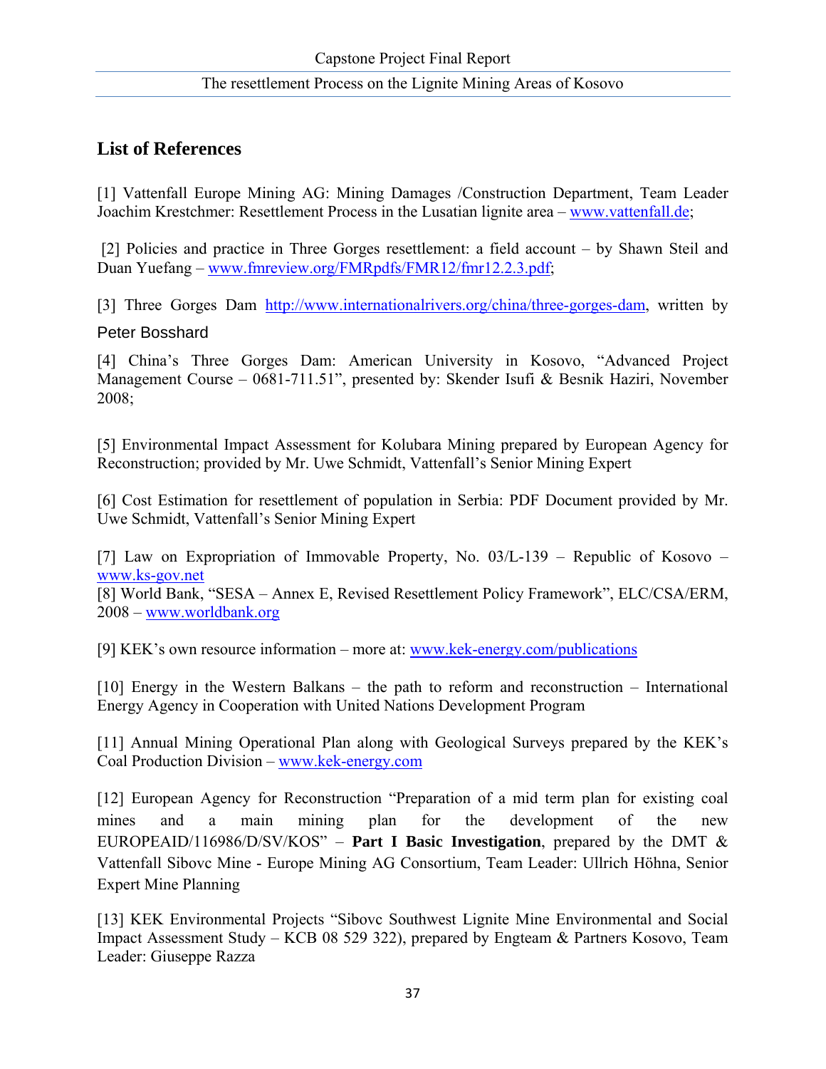## List of References

[1] Vattenfall Europe Mining AG: Mining Damages /Construction Department, Team Leader Joachim Krestchmer: Resettlement Process in the Lusatian lignite area – www.vattenfall.de;

[2] Policies and practice in Three Gorges resettlement: a field account – by Shawn Steil and Duan Yuefang – www.fmreview.org/FMRpdfs/FMR12/fmr12.2.3.pdf;

[3] Three Gorges Dam http://www.internationalrivers.org/china/three-gorges-dam, written by Peter Bosshard

[4] China's Three Gorges Dam: American University in Kosovo, "Advanced Project Management Course – 0681-711.51", presented by: Skender Isufi & Besnik Haziri, November 2008;

[5] Environmental Impact Assessment for Kolubara Mining prepared by European Agency for Reconstruction; provided by Mr. Uwe Schmidt, Vattenfall's Senior Mining Expert

[6] Cost Estimation for resettlement of population in Serbia: PDF Document provided by Mr. Uwe Schmidt, Vattenfall's Senior Mining Expert

[7] Law on Expropriation of Immovable Property, No. 03/L-139 – Republic of Kosovo – www.ks-gov.net

[8] World Bank, "SESA – Annex E, Revised Resettlement Policy Framework", ELC/CSA/ERM, 2008 – www.worldbank.org

[9] KEK's own resource information – more at: www.kek-energy.com/publications

[10] Energy in the Western Balkans – the path to reform and reconstruction – International Energy Agency in Cooperation with United Nations Development Program

[11] Annual Mining Operational Plan along with Geological Surveys prepared by the KEK's Coal Production Division – www.kek-energy.com

[12] European Agency for Reconstruction "Preparation of a mid term plan for existing coal mines and a main mining plan for the development of the new EUROPEAID/116986/D/SV/KOS" – **Part I Basic Investigation**, prepared by the DMT & Vattenfall Sibovc Mine - Europe Mining AG Consortium, Team Leader: Ullrich Höhna, Senior Expert Mine Planning

[13] KEK Environmental Projects "Sibovc Southwest Lignite Mine Environmental and Social Impact Assessment Study – KCB 08 529 322), prepared by Engteam & Partners Kosovo, Team Leader: Giuseppe Razza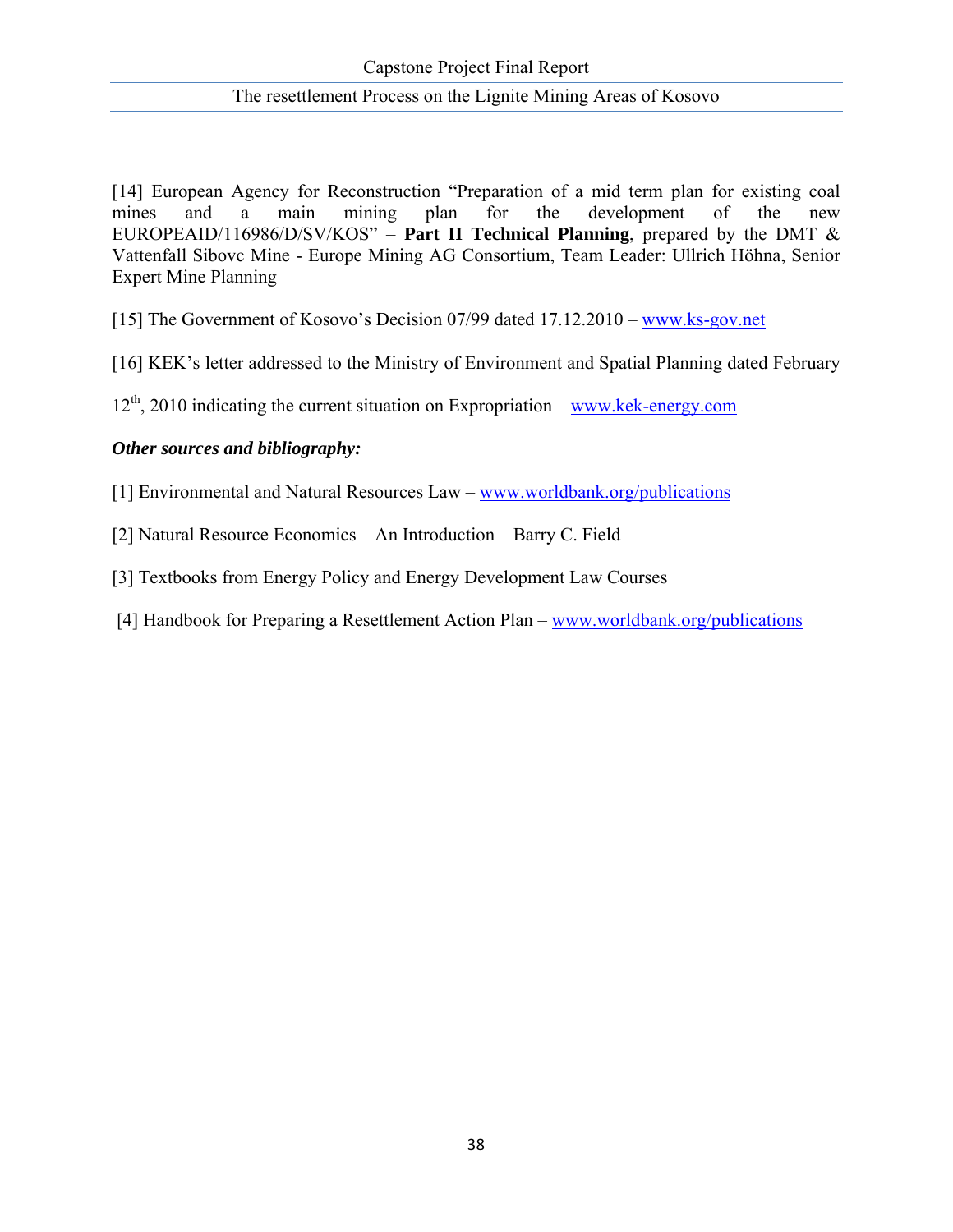[14] European Agency for Reconstruction "Preparation of a mid term plan for existing coal mines and a main mining plan for the development of the new EUROPEAID/116986/D/SV/KOS" – **Part II Technical Planning**, prepared by the DMT & Vattenfall Sibovc Mine - Europe Mining AG Consortium, Team Leader: Ullrich Höhna, Senior Expert Mine Planning

[15] The Government of Kosovo's Decision 07/99 dated 17.12.2010 – www.ks-gov.net

[16] KEK's letter addressed to the Ministry of Environment and Spatial Planning dated February 12th, 2010 indicating the current situation on Expropriation – www.kek-energy.com

***Other sources and bibliography:***

[1] Environmental and Natural Resources Law – www.worldbank.org/publications

[2] Natural Resource Economics – An Introduction – Barry C. Field

[3] Textbooks from Energy Policy and Energy Development Law Courses

[4] Handbook for Preparing a Resettlement Action Plan – www.worldbank.org/publications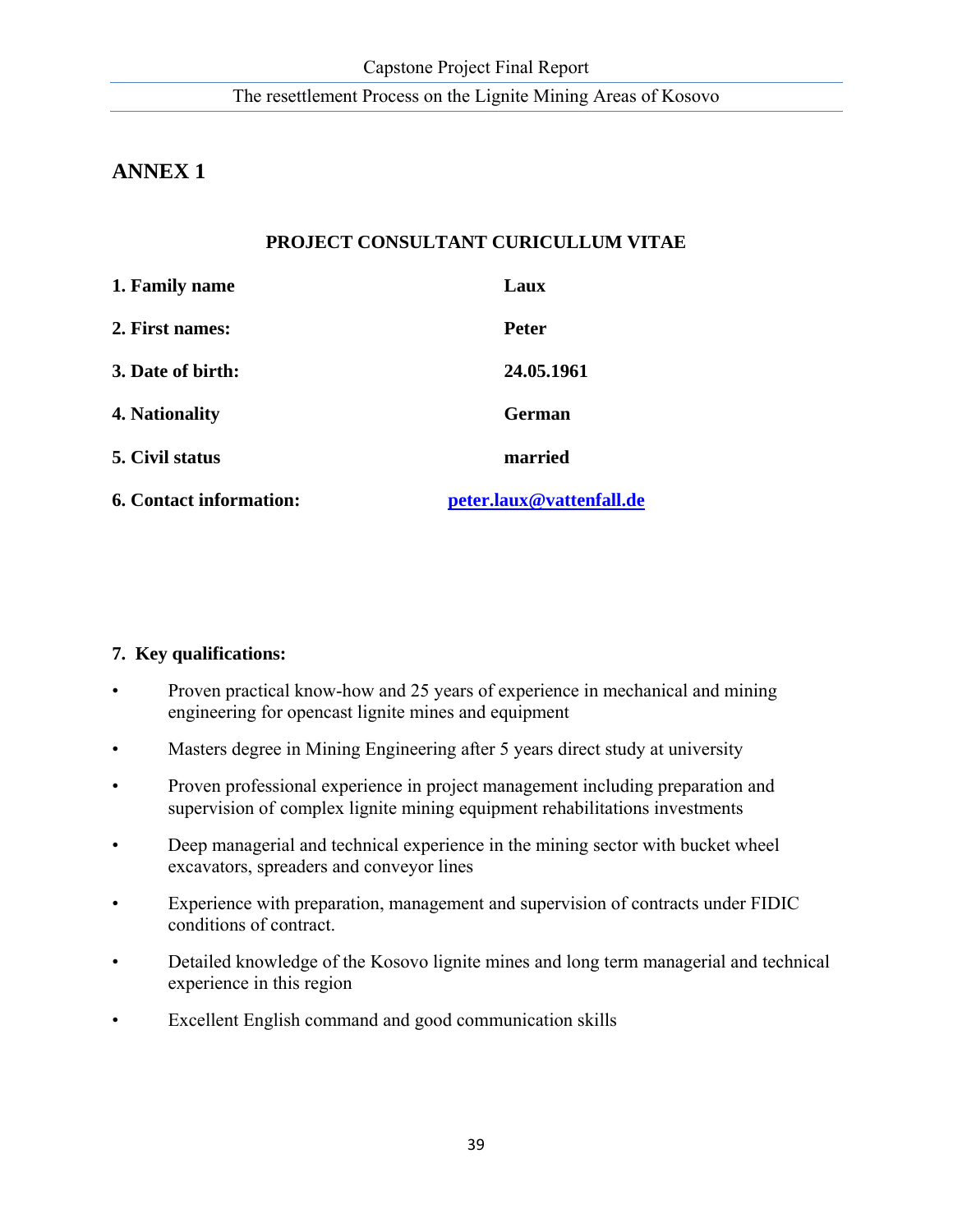# ANNEX 1

**PROJECT CONSULTANT CURICULLUM VITAE**

| | |
|---|---|
| **1. Family name** | **Laux** |
| **2. First names:** | **Peter** |
| **3. Date of birth:** | **24.05.1961** |
| **4. Nationality** | **German** |
| **5. Civil status** | **married** |
| **6. Contact information:** | **peter.laux@vattenfall.de** |

**7. Key qualifications:**

- Proven practical know-how and 25 years of experience in mechanical and mining engineering for opencast lignite mines and equipment
- Masters degree in Mining Engineering after 5 years direct study at university
- Proven professional experience in project management including preparation and supervision of complex lignite mining equipment rehabilitations investments
- Deep managerial and technical experience in the mining sector with bucket wheel excavators, spreaders and conveyor lines
- Experience with preparation, management and supervision of contracts under FIDIC conditions of contract.
- Detailed knowledge of the Kosovo lignite mines and long term managerial and technical experience in this region
- Excellent English command and good communication skills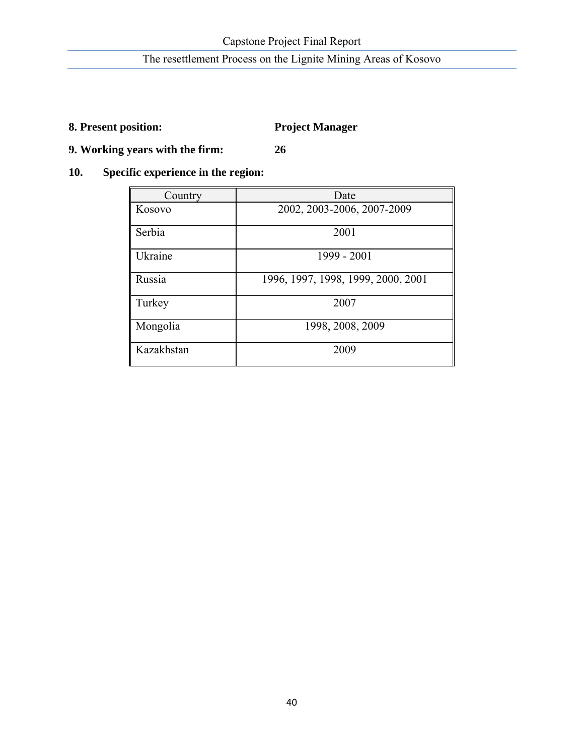**8. Present position:** **Project Manager**

**9. Working years with the firm:** **26**

**10. Specific experience in the region:**

| Country | Date |
|---|---|
| Kosovo | 2002, 2003-2006, 2007-2009 |
| Serbia | 2001 |
| Ukraine | 1999 - 2001 |
| Russia | 1996, 1997, 1998, 1999, 2000, 2001 |
| Turkey | 2007 |
| Mongolia | 1998, 2008, 2009 |
| Kazakhstan | 2009 |